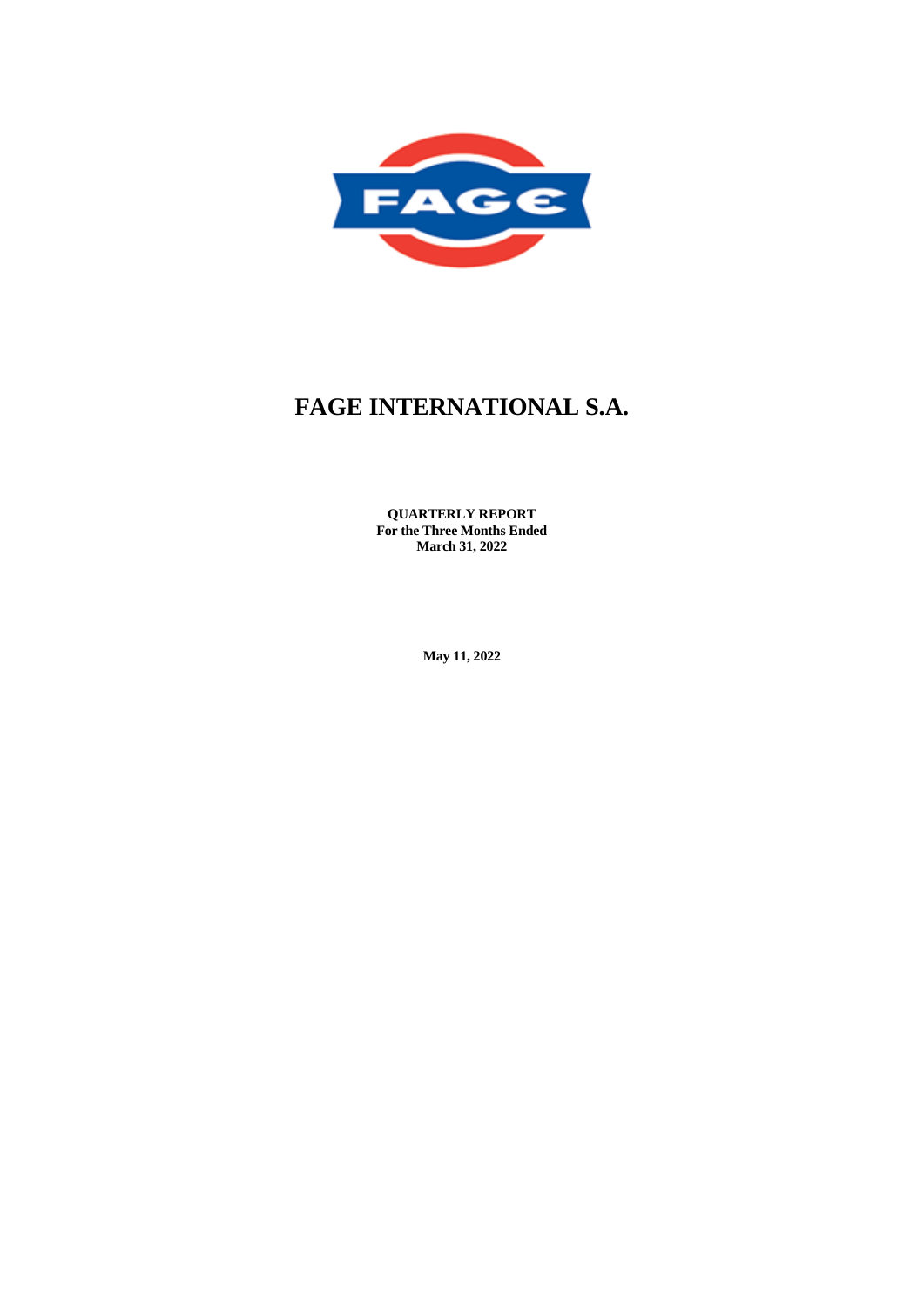# FAGE INTERNATIONAL S.A.

**QUARTERLY REPORT**
**For the Three Months Ended**
**March 31, 2022**

**May 11, 2022**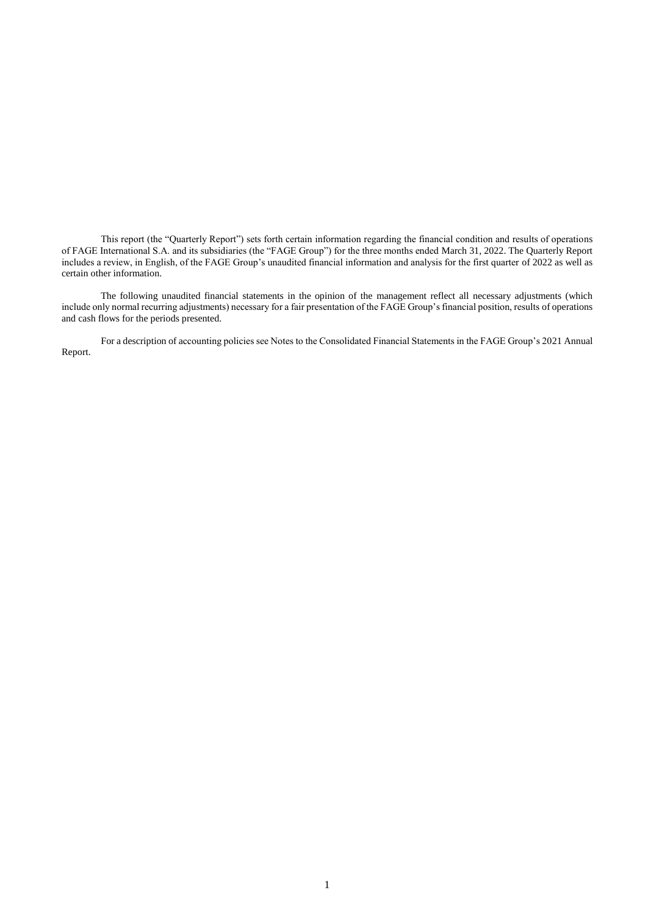This report (the "Quarterly Report") sets forth certain information regarding the financial condition and results of operations of FAGE International S.A. and its subsidiaries (the "FAGE Group") for the three months ended March 31, 2022. The Quarterly Report includes a review, in English, of the FAGE Group's unaudited financial information and analysis for the first quarter of 2022 as well as certain other information.

The following unaudited financial statements in the opinion of the management reflect all necessary adjustments (which include only normal recurring adjustments) necessary for a fair presentation of the FAGE Group's financial position, results of operations and cash flows for the periods presented.

For a description of accounting policies see Notes to the Consolidated Financial Statements in the FAGE Group's 2021 Annual Report.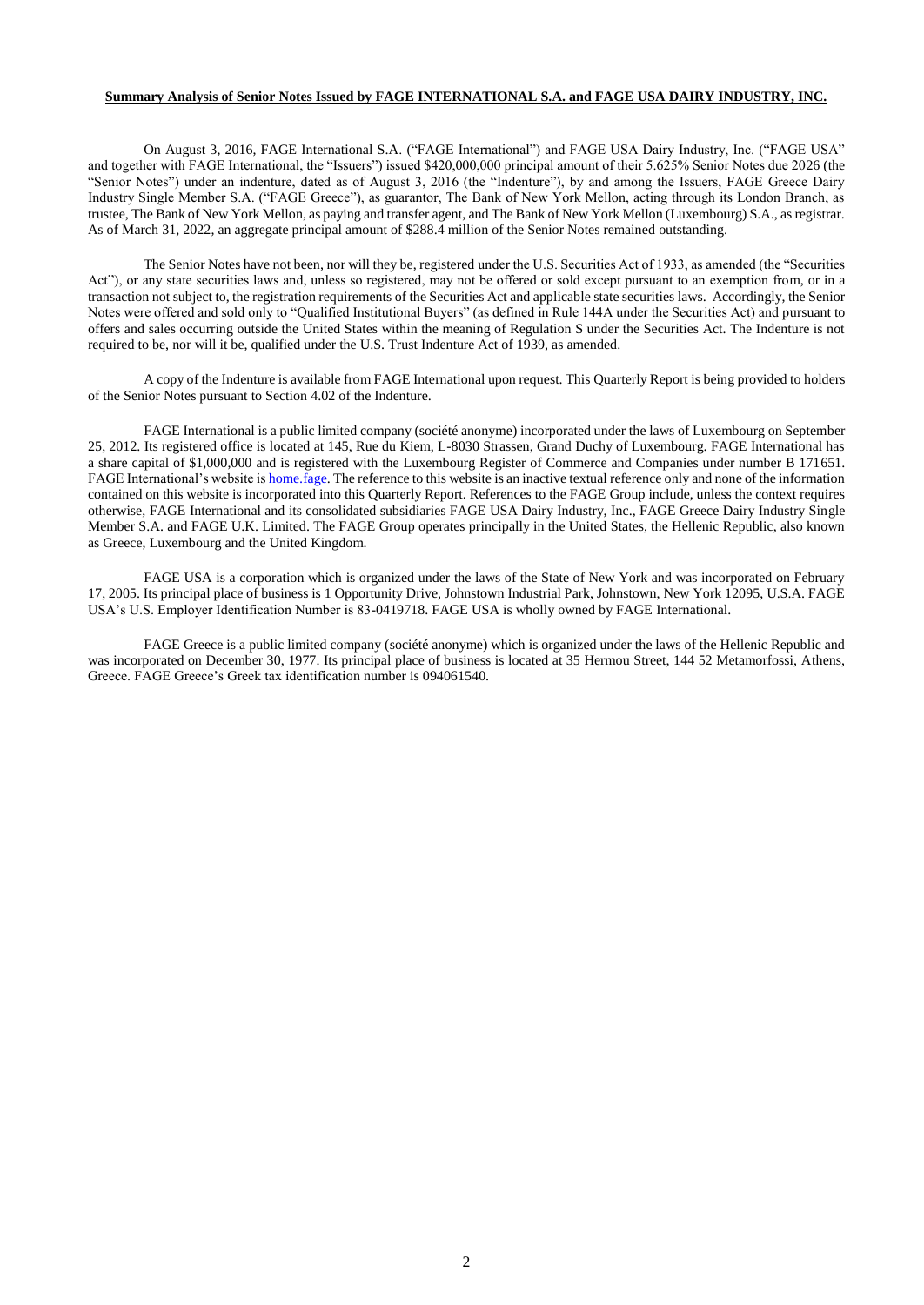**Summary Analysis of Senior Notes Issued by FAGE INTERNATIONAL S.A. and FAGE USA DAIRY INDUSTRY, INC.**

On August 3, 2016, FAGE International S.A. ("FAGE International") and FAGE USA Dairy Industry, Inc. ("FAGE USA" and together with FAGE International, the "Issuers") issued $420,000,000 principal amount of their 5.625% Senior Notes due 2026 (the "Senior Notes") under an indenture, dated as of August 3, 2016 (the "Indenture"), by and among the Issuers, FAGE Greece Dairy Industry Single Member S.A. ("FAGE Greece"), as guarantor, The Bank of New York Mellon, acting through its London Branch, as trustee, The Bank of New York Mellon, as paying and transfer agent, and The Bank of New York Mellon (Luxembourg) S.A., as registrar. As of March 31, 2022, an aggregate principal amount of $288.4 million of the Senior Notes remained outstanding.

The Senior Notes have not been, nor will they be, registered under the U.S. Securities Act of 1933, as amended (the "Securities Act"), or any state securities laws and, unless so registered, may not be offered or sold except pursuant to an exemption from, or in a transaction not subject to, the registration requirements of the Securities Act and applicable state securities laws. Accordingly, the Senior Notes were offered and sold only to "Qualified Institutional Buyers" (as defined in Rule 144A under the Securities Act) and pursuant to offers and sales occurring outside the United States within the meaning of Regulation S under the Securities Act. The Indenture is not required to be, nor will it be, qualified under the U.S. Trust Indenture Act of 1939, as amended.

A copy of the Indenture is available from FAGE International upon request. This Quarterly Report is being provided to holders of the Senior Notes pursuant to Section 4.02 of the Indenture.

FAGE International is a public limited company (société anonyme) incorporated under the laws of Luxembourg on September 25, 2012. Its registered office is located at 145, Rue du Kiem, L-8030 Strassen, Grand Duchy of Luxembourg. FAGE International has a share capital of $1,000,000 and is registered with the Luxembourg Register of Commerce and Companies under number B 171651. FAGE International's website is home.fage. The reference to this website is an inactive textual reference only and none of the information contained on this website is incorporated into this Quarterly Report. References to the FAGE Group include, unless the context requires otherwise, FAGE International and its consolidated subsidiaries FAGE USA Dairy Industry, Inc., FAGE Greece Dairy Industry Single Member S.A. and FAGE U.K. Limited. The FAGE Group operates principally in the United States, the Hellenic Republic, also known as Greece, Luxembourg and the United Kingdom.

FAGE USA is a corporation which is organized under the laws of the State of New York and was incorporated on February 17, 2005. Its principal place of business is 1 Opportunity Drive, Johnstown Industrial Park, Johnstown, New York 12095, U.S.A. FAGE USA's U.S. Employer Identification Number is 83-0419718. FAGE USA is wholly owned by FAGE International.

FAGE Greece is a public limited company (société anonyme) which is organized under the laws of the Hellenic Republic and was incorporated on December 30, 1977. Its principal place of business is located at 35 Hermou Street, 144 52 Metamorfossi, Athens, Greece. FAGE Greece's Greek tax identification number is 094061540.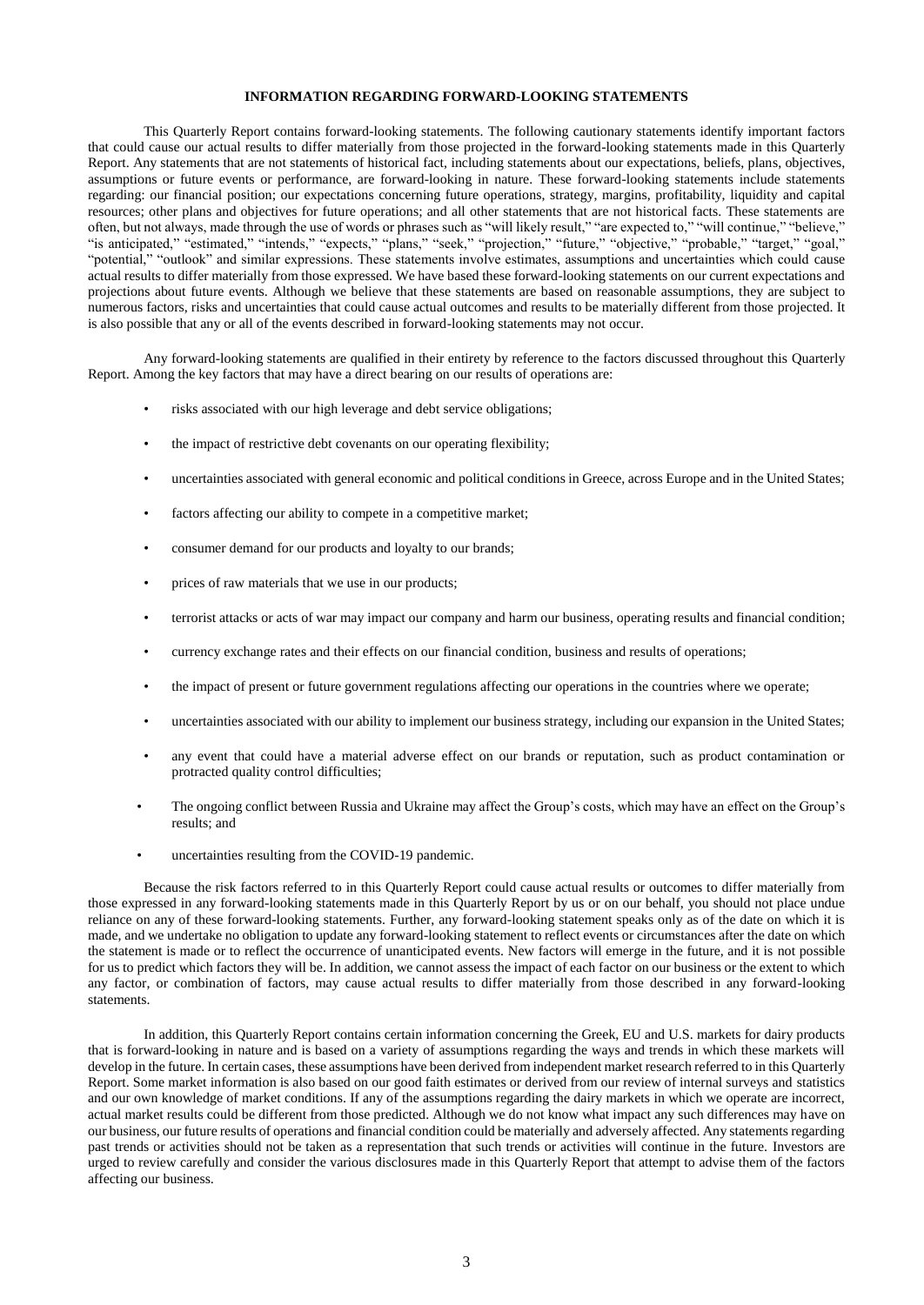# INFORMATION REGARDING FORWARD-LOOKING STATEMENTS

This Quarterly Report contains forward-looking statements. The following cautionary statements identify important factors that could cause our actual results to differ materially from those projected in the forward-looking statements made in this Quarterly Report. Any statements that are not statements of historical fact, including statements about our expectations, beliefs, plans, objectives, assumptions or future events or performance, are forward-looking in nature. These forward-looking statements include statements regarding: our financial position; our expectations concerning future operations, strategy, margins, profitability, liquidity and capital resources; other plans and objectives for future operations; and all other statements that are not historical facts. These statements are often, but not always, made through the use of words or phrases such as "will likely result," "are expected to," "will continue," "believe," "is anticipated," "estimated," "intends," "expects," "plans," "seek," "projection," "future," "objective," "probable," "target," "goal," "potential," "outlook" and similar expressions. These statements involve estimates, assumptions and uncertainties which could cause actual results to differ materially from those expressed. We have based these forward-looking statements on our current expectations and projections about future events. Although we believe that these statements are based on reasonable assumptions, they are subject to numerous factors, risks and uncertainties that could cause actual outcomes and results to be materially different from those projected. It is also possible that any or all of the events described in forward-looking statements may not occur.

Any forward-looking statements are qualified in their entirety by reference to the factors discussed throughout this Quarterly Report. Among the key factors that may have a direct bearing on our results of operations are:

- risks associated with our high leverage and debt service obligations;
- the impact of restrictive debt covenants on our operating flexibility;
- uncertainties associated with general economic and political conditions in Greece, across Europe and in the United States;
- factors affecting our ability to compete in a competitive market;
- consumer demand for our products and loyalty to our brands;
- prices of raw materials that we use in our products;
- terrorist attacks or acts of war may impact our company and harm our business, operating results and financial condition;
- currency exchange rates and their effects on our financial condition, business and results of operations;
- the impact of present or future government regulations affecting our operations in the countries where we operate;
- uncertainties associated with our ability to implement our business strategy, including our expansion in the United States;
- any event that could have a material adverse effect on our brands or reputation, such as product contamination or protracted quality control difficulties;
- The ongoing conflict between Russia and Ukraine may affect the Group's costs, which may have an effect on the Group's results; and
- uncertainties resulting from the COVID-19 pandemic.

Because the risk factors referred to in this Quarterly Report could cause actual results or outcomes to differ materially from those expressed in any forward-looking statements made in this Quarterly Report by us or on our behalf, you should not place undue reliance on any of these forward-looking statements. Further, any forward-looking statement speaks only as of the date on which it is made, and we undertake no obligation to update any forward-looking statement to reflect events or circumstances after the date on which the statement is made or to reflect the occurrence of unanticipated events. New factors will emerge in the future, and it is not possible for us to predict which factors they will be. In addition, we cannot assess the impact of each factor on our business or the extent to which any factor, or combination of factors, may cause actual results to differ materially from those described in any forward-looking statements.

In addition, this Quarterly Report contains certain information concerning the Greek, EU and U.S. markets for dairy products that is forward-looking in nature and is based on a variety of assumptions regarding the ways and trends in which these markets will develop in the future. In certain cases, these assumptions have been derived from independent market research referred to in this Quarterly Report. Some market information is also based on our good faith estimates or derived from our review of internal surveys and statistics and our own knowledge of market conditions. If any of the assumptions regarding the dairy markets in which we operate are incorrect, actual market results could be different from those predicted. Although we do not know what impact any such differences may have on our business, our future results of operations and financial condition could be materially and adversely affected. Any statements regarding past trends or activities should not be taken as a representation that such trends or activities will continue in the future. Investors are urged to review carefully and consider the various disclosures made in this Quarterly Report that attempt to advise them of the factors affecting our business.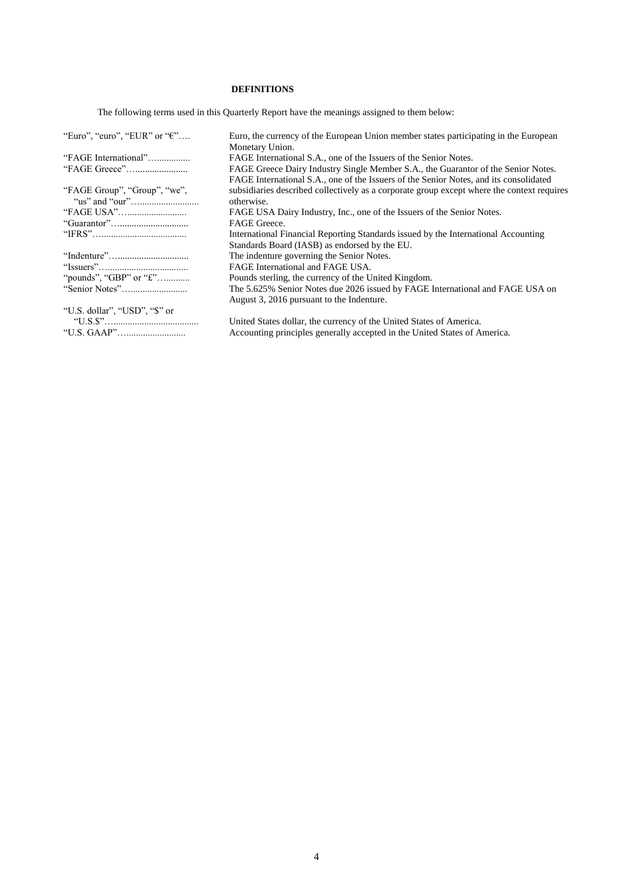## DEFINITIONS

The following terms used in this Quarterly Report have the meanings assigned to them below:

| | |
|---|---|
| "Euro", "euro", "EUR" or "€"…. | Euro, the currency of the European Union member states participating in the European Monetary Union. |
| "FAGE International"….............. | FAGE International S.A., one of the Issuers of the Senior Notes. |
| "FAGE Greece"…..................... | FAGE Greece Dairy Industry Single Member S.A., the Guarantor of the Senior Notes. |
| "FAGE Group", "Group", "we", "us" and "our"…....................... | FAGE International S.A., one of the Issuers of the Senior Notes, and its consolidated subsidiaries described collectively as a corporate group except where the context requires otherwise. |
| "FAGE USA"…......................... | FAGE USA Dairy Industry, Inc., one of the Issuers of the Senior Notes. |
| "Guarantor"…........................... | FAGE Greece. |
| "IFRS"….................................. | International Financial Reporting Standards issued by the International Accounting Standards Board (IASB) as endorsed by the EU. |
| "Indenture"…............................ | The indenture governing the Senior Notes. |
| "Issuers"…................................ | FAGE International and FAGE USA. |
| "pounds", "GBP" or "£"…......... | Pounds sterling, the currency of the United Kingdom. |
| "Senior Notes"…....................... | The 5.625% Senior Notes due 2026 issued by FAGE International and FAGE USA on August 3, 2016 pursuant to the Indenture. |
| "U.S. dollar", "USD", "$" or "U.S.$"….................................. | United States dollar, the currency of the United States of America. |
| "U.S. GAAP"…......................... | Accounting principles generally accepted in the United States of America. |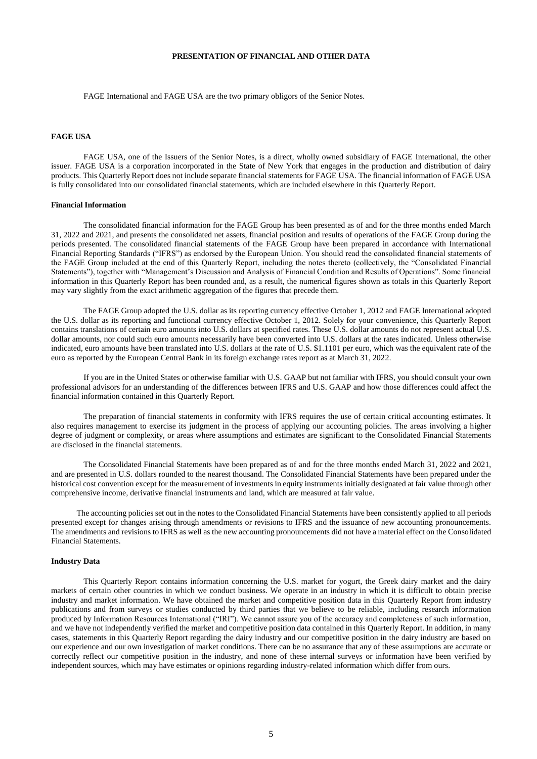## PRESENTATION OF FINANCIAL AND OTHER DATA

FAGE International and FAGE USA are the two primary obligors of the Senior Notes.

### FAGE USA

FAGE USA, one of the Issuers of the Senior Notes, is a direct, wholly owned subsidiary of FAGE International, the other issuer. FAGE USA is a corporation incorporated in the State of New York that engages in the production and distribution of dairy products. This Quarterly Report does not include separate financial statements for FAGE USA. The financial information of FAGE USA is fully consolidated into our consolidated financial statements, which are included elsewhere in this Quarterly Report.

### Financial Information

The consolidated financial information for the FAGE Group has been presented as of and for the three months ended March 31, 2022 and 2021, and presents the consolidated net assets, financial position and results of operations of the FAGE Group during the periods presented. The consolidated financial statements of the FAGE Group have been prepared in accordance with International Financial Reporting Standards ("IFRS") as endorsed by the European Union. You should read the consolidated financial statements of the FAGE Group included at the end of this Quarterly Report, including the notes thereto (collectively, the "Consolidated Financial Statements"), together with "Management's Discussion and Analysis of Financial Condition and Results of Operations". Some financial information in this Quarterly Report has been rounded and, as a result, the numerical figures shown as totals in this Quarterly Report may vary slightly from the exact arithmetic aggregation of the figures that precede them.

The FAGE Group adopted the U.S. dollar as its reporting currency effective October 1, 2012 and FAGE International adopted the U.S. dollar as its reporting and functional currency effective October 1, 2012. Solely for your convenience, this Quarterly Report contains translations of certain euro amounts into U.S. dollars at specified rates. These U.S. dollar amounts do not represent actual U.S. dollar amounts, nor could such euro amounts necessarily have been converted into U.S. dollars at the rates indicated. Unless otherwise indicated, euro amounts have been translated into U.S. dollars at the rate of U.S. $1.1101 per euro, which was the equivalent rate of the euro as reported by the European Central Bank in its foreign exchange rates report as at March 31, 2022.

If you are in the United States or otherwise familiar with U.S. GAAP but not familiar with IFRS, you should consult your own professional advisors for an understanding of the differences between IFRS and U.S. GAAP and how those differences could affect the financial information contained in this Quarterly Report.

The preparation of financial statements in conformity with IFRS requires the use of certain critical accounting estimates. It also requires management to exercise its judgment in the process of applying our accounting policies. The areas involving a higher degree of judgment or complexity, or areas where assumptions and estimates are significant to the Consolidated Financial Statements are disclosed in the financial statements.

The Consolidated Financial Statements have been prepared as of and for the three months ended March 31, 2022 and 2021, and are presented in U.S. dollars rounded to the nearest thousand. The Consolidated Financial Statements have been prepared under the historical cost convention except for the measurement of investments in equity instruments initially designated at fair value through other comprehensive income, derivative financial instruments and land, which are measured at fair value.

The accounting policies set out in the notes to the Consolidated Financial Statements have been consistently applied to all periods presented except for changes arising through amendments or revisions to IFRS and the issuance of new accounting pronouncements. The amendments and revisions to IFRS as well as the new accounting pronouncements did not have a material effect on the Consolidated Financial Statements.

### Industry Data

This Quarterly Report contains information concerning the U.S. market for yogurt, the Greek dairy market and the dairy markets of certain other countries in which we conduct business. We operate in an industry in which it is difficult to obtain precise industry and market information. We have obtained the market and competitive position data in this Quarterly Report from industry publications and from surveys or studies conducted by third parties that we believe to be reliable, including research information produced by Information Resources International ("IRI"). We cannot assure you of the accuracy and completeness of such information, and we have not independently verified the market and competitive position data contained in this Quarterly Report. In addition, in many cases, statements in this Quarterly Report regarding the dairy industry and our competitive position in the dairy industry are based on our experience and our own investigation of market conditions. There can be no assurance that any of these assumptions are accurate or correctly reflect our competitive position in the industry, and none of these internal surveys or information have been verified by independent sources, which may have estimates or opinions regarding industry-related information which differ from ours.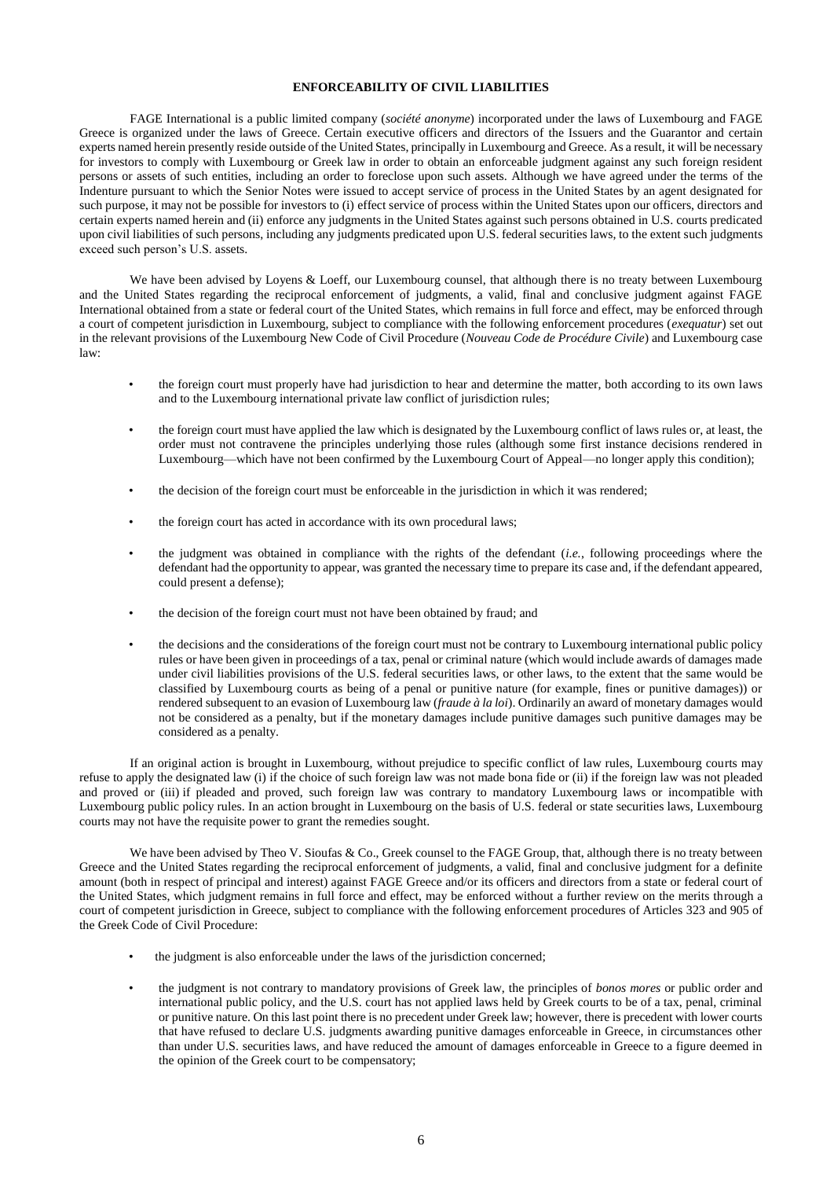## ENFORCEABILITY OF CIVIL LIABILITIES

FAGE International is a public limited company (*société anonyme*) incorporated under the laws of Luxembourg and FAGE Greece is organized under the laws of Greece. Certain executive officers and directors of the Issuers and the Guarantor and certain experts named herein presently reside outside of the United States, principally in Luxembourg and Greece. As a result, it will be necessary for investors to comply with Luxembourg or Greek law in order to obtain an enforceable judgment against any such foreign resident persons or assets of such entities, including an order to foreclose upon such assets. Although we have agreed under the terms of the Indenture pursuant to which the Senior Notes were issued to accept service of process in the United States by an agent designated for such purpose, it may not be possible for investors to (i) effect service of process within the United States upon our officers, directors and certain experts named herein and (ii) enforce any judgments in the United States against such persons obtained in U.S. courts predicated upon civil liabilities of such persons, including any judgments predicated upon U.S. federal securities laws, to the extent such judgments exceed such person's U.S. assets.

We have been advised by Loyens & Loeff, our Luxembourg counsel, that although there is no treaty between Luxembourg and the United States regarding the reciprocal enforcement of judgments, a valid, final and conclusive judgment against FAGE International obtained from a state or federal court of the United States, which remains in full force and effect, may be enforced through a court of competent jurisdiction in Luxembourg, subject to compliance with the following enforcement procedures (*exequatur*) set out in the relevant provisions of the Luxembourg New Code of Civil Procedure (*Nouveau Code de Procédure Civile*) and Luxembourg case law:

- the foreign court must properly have had jurisdiction to hear and determine the matter, both according to its own laws and to the Luxembourg international private law conflict of jurisdiction rules;
- the foreign court must have applied the law which is designated by the Luxembourg conflict of laws rules or, at least, the order must not contravene the principles underlying those rules (although some first instance decisions rendered in Luxembourg—which have not been confirmed by the Luxembourg Court of Appeal—no longer apply this condition);
- the decision of the foreign court must be enforceable in the jurisdiction in which it was rendered;
- the foreign court has acted in accordance with its own procedural laws;
- the judgment was obtained in compliance with the rights of the defendant (*i.e.*, following proceedings where the defendant had the opportunity to appear, was granted the necessary time to prepare its case and, if the defendant appeared, could present a defense);
- the decision of the foreign court must not have been obtained by fraud; and
- the decisions and the considerations of the foreign court must not be contrary to Luxembourg international public policy rules or have been given in proceedings of a tax, penal or criminal nature (which would include awards of damages made under civil liabilities provisions of the U.S. federal securities laws, or other laws, to the extent that the same would be classified by Luxembourg courts as being of a penal or punitive nature (for example, fines or punitive damages)) or rendered subsequent to an evasion of Luxembourg law (*fraude à la loi*). Ordinarily an award of monetary damages would not be considered as a penalty, but if the monetary damages include punitive damages such punitive damages may be considered as a penalty.

If an original action is brought in Luxembourg, without prejudice to specific conflict of law rules, Luxembourg courts may refuse to apply the designated law (i) if the choice of such foreign law was not made bona fide or (ii) if the foreign law was not pleaded and proved or (iii) if pleaded and proved, such foreign law was contrary to mandatory Luxembourg laws or incompatible with Luxembourg public policy rules. In an action brought in Luxembourg on the basis of U.S. federal or state securities laws, Luxembourg courts may not have the requisite power to grant the remedies sought.

We have been advised by Theo V. Sioufas & Co., Greek counsel to the FAGE Group, that, although there is no treaty between Greece and the United States regarding the reciprocal enforcement of judgments, a valid, final and conclusive judgment for a definite amount (both in respect of principal and interest) against FAGE Greece and/or its officers and directors from a state or federal court of the United States, which judgment remains in full force and effect, may be enforced without a further review on the merits through a court of competent jurisdiction in Greece, subject to compliance with the following enforcement procedures of Articles 323 and 905 of the Greek Code of Civil Procedure:

- the judgment is also enforceable under the laws of the jurisdiction concerned;
- the judgment is not contrary to mandatory provisions of Greek law, the principles of *bonos mores* or public order and international public policy, and the U.S. court has not applied laws held by Greek courts to be of a tax, penal, criminal or punitive nature. On this last point there is no precedent under Greek law; however, there is precedent with lower courts that have refused to declare U.S. judgments awarding punitive damages enforceable in Greece, in circumstances other than under U.S. securities laws, and have reduced the amount of damages enforceable in Greece to a figure deemed in the opinion of the Greek court to be compensatory;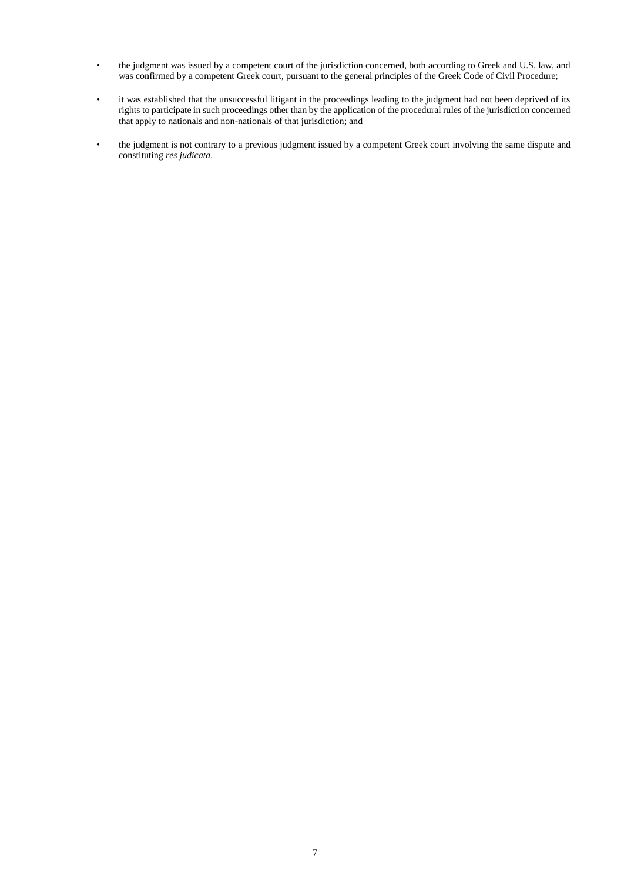- the judgment was issued by a competent court of the jurisdiction concerned, both according to Greek and U.S. law, and was confirmed by a competent Greek court, pursuant to the general principles of the Greek Code of Civil Procedure;
- it was established that the unsuccessful litigant in the proceedings leading to the judgment had not been deprived of its rights to participate in such proceedings other than by the application of the procedural rules of the jurisdiction concerned that apply to nationals and non-nationals of that jurisdiction; and
- the judgment is not contrary to a previous judgment issued by a competent Greek court involving the same dispute and constituting *res judicata*.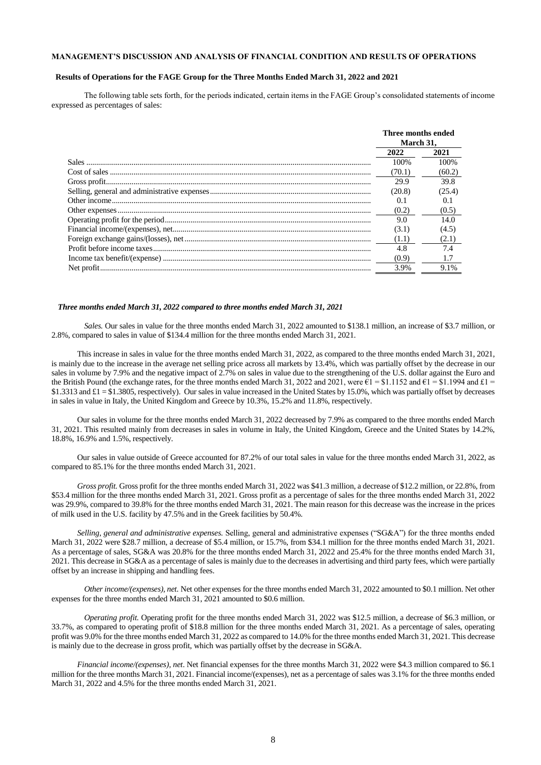**MANAGEMENT'S DISCUSSION AND ANALYSIS OF FINANCIAL CONDITION AND RESULTS OF OPERATIONS**

**Results of Operations for the FAGE Group for the Three Months Ended March 31, 2022 and 2021**

The following table sets forth, for the periods indicated, certain items in the FAGE Group's consolidated statements of income expressed as percentages of sales:

| | Three months ended March 31, | |
|---|---|---|
| | 2022 | 2021 |
| Sales | 100% | 100% |
| Cost of sales | (70.1) | (60.2) |
| Gross profit | 29.9 | 39.8 |
| Selling, general and administrative expenses | (20.8) | (25.4) |
| Other income | 0.1 | 0.1 |
| Other expenses | (0.2) | (0.5) |
| Operating profit for the period | 9.0 | 14.0 |
| Financial income/(expenses), net | (3.1) | (4.5) |
| Foreign exchange gains/(losses), net | (1.1) | (2.1) |
| Profit before income taxes | 4.8 | 7.4 |
| Income tax benefit/(expense) | (0.9) | 1.7 |
| Net profit | 3.9% | 9.1% |

***Three months ended March 31, 2022 compared to three months ended March 31, 2021***

*Sales.* Our sales in value for the three months ended March 31, 2022 amounted to $138.1 million, an increase of $3.7 million, or 2.8%, compared to sales in value of $134.4 million for the three months ended March 31, 2021.

This increase in sales in value for the three months ended March 31, 2022, as compared to the three months ended March 31, 2021, is mainly due to the increase in the average net selling price across all markets by 13.4%, which was partially offset by the decrease in our sales in volume by 7.9% and the negative impact of 2.7% on sales in value due to the strengthening of the U.S. dollar against the Euro and the British Pound (the exchange rates, for the three months ended March 31, 2022 and 2021, were €1 = $1.1152 and €1 = $1.1994 and £1 = $1.3313 and £1 = $1.3805, respectively). Our sales in value increased in the United States by 15.0%, which was partially offset by decreases in sales in value in Italy, the United Kingdom and Greece by 10.3%, 15.2% and 11.8%, respectively.

Our sales in volume for the three months ended March 31, 2022 decreased by 7.9% as compared to the three months ended March 31, 2021. This resulted mainly from decreases in sales in volume in Italy, the United Kingdom, Greece and the United States by 14.2%, 18.8%, 16.9% and 1.5%, respectively.

Our sales in value outside of Greece accounted for 87.2% of our total sales in value for the three months ended March 31, 2022, as compared to 85.1% for the three months ended March 31, 2021.

*Gross profit.* Gross profit for the three months ended March 31, 2022 was $41.3 million, a decrease of $12.2 million, or 22.8%, from $53.4 million for the three months ended March 31, 2021. Gross profit as a percentage of sales for the three months ended March 31, 2022 was 29.9%, compared to 39.8% for the three months ended March 31, 2021. The main reason for this decrease was the increase in the prices of milk used in the U.S. facility by 47.5% and in the Greek facilities by 50.4%.

*Selling, general and administrative expenses.* Selling, general and administrative expenses ("SG&A") for the three months ended March 31, 2022 were $28.7 million, a decrease of $5.4 million, or 15.7%, from $34.1 million for the three months ended March 31, 2021. As a percentage of sales, SG&A was 20.8% for the three months ended March 31, 2022 and 25.4% for the three months ended March 31, 2021. This decrease in SG&A as a percentage of sales is mainly due to the decreases in advertising and third party fees, which were partially offset by an increase in shipping and handling fees.

*Other income/(expenses), net.* Net other expenses for the three months ended March 31, 2022 amounted to $0.1 million. Net other expenses for the three months ended March 31, 2021 amounted to $0.6 million.

*Operating profit.* Operating profit for the three months ended March 31, 2022 was $12.5 million, a decrease of $6.3 million, or 33.7%, as compared to operating profit of $18.8 million for the three months ended March 31, 2021. As a percentage of sales, operating profit was 9.0% for the three months ended March 31, 2022 as compared to 14.0% for the three months ended March 31, 2021. This decrease is mainly due to the decrease in gross profit, which was partially offset by the decrease in SG&A.

*Financial income/(expenses), net*. Net financial expenses for the three months March 31, 2022 were $4.3 million compared to $6.1 million for the three months March 31, 2021. Financial income/(expenses), net as a percentage of sales was 3.1% for the three months ended March 31, 2022 and 4.5% for the three months ended March 31, 2021.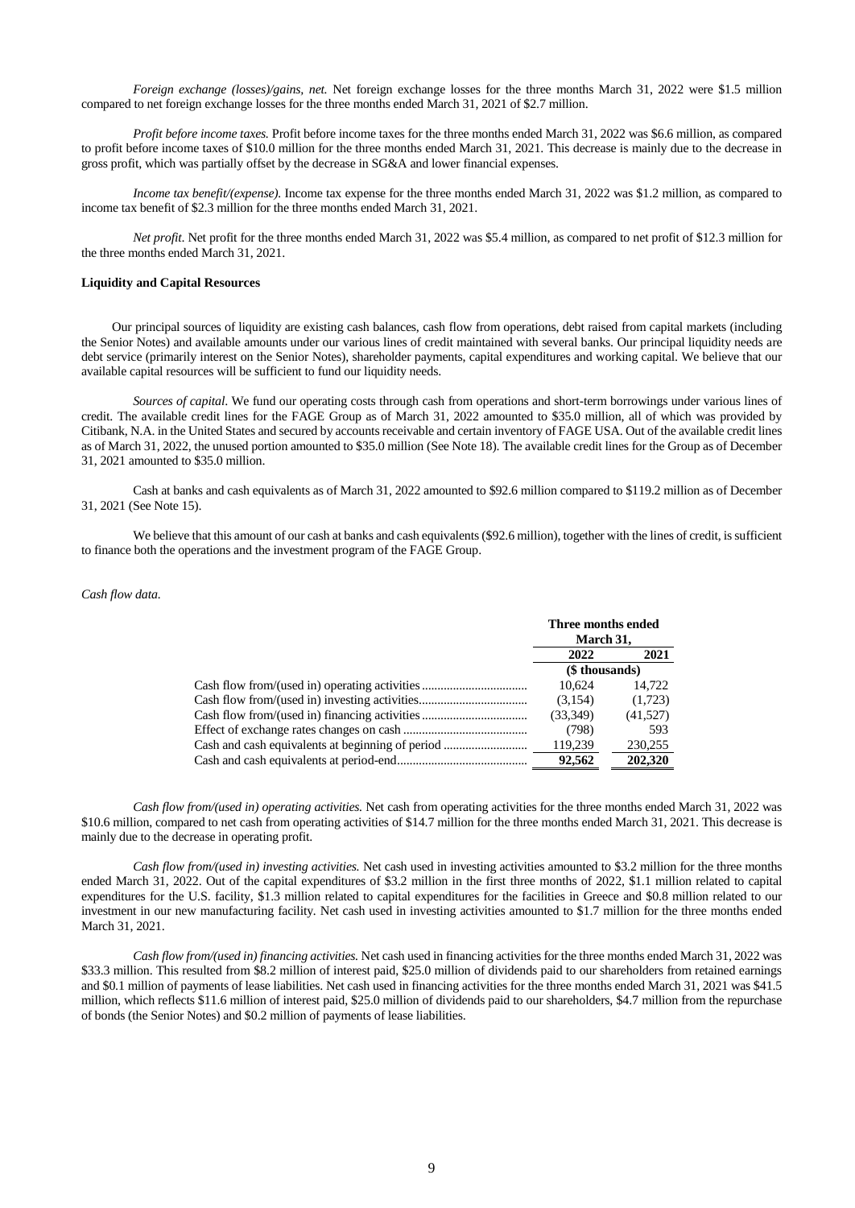*Foreign exchange (losses)/gains, net.* Net foreign exchange losses for the three months March 31, 2022 were $1.5 million compared to net foreign exchange losses for the three months ended March 31, 2021 of $2.7 million.

*Profit before income taxes.* Profit before income taxes for the three months ended March 31, 2022 was $6.6 million, as compared to profit before income taxes of $10.0 million for the three months ended March 31, 2021. This decrease is mainly due to the decrease in gross profit, which was partially offset by the decrease in SG&A and lower financial expenses.

*Income tax benefit/(expense).* Income tax expense for the three months ended March 31, 2022 was $1.2 million, as compared to income tax benefit of $2.3 million for the three months ended March 31, 2021.

*Net profit.* Net profit for the three months ended March 31, 2022 was $5.4 million, as compared to net profit of $12.3 million for the three months ended March 31, 2021.

**Liquidity and Capital Resources**

Our principal sources of liquidity are existing cash balances, cash flow from operations, debt raised from capital markets (including the Senior Notes) and available amounts under our various lines of credit maintained with several banks. Our principal liquidity needs are debt service (primarily interest on the Senior Notes), shareholder payments, capital expenditures and working capital. We believe that our available capital resources will be sufficient to fund our liquidity needs.

*Sources of capital.* We fund our operating costs through cash from operations and short-term borrowings under various lines of credit. The available credit lines for the FAGE Group as of March 31, 2022 amounted to $35.0 million, all of which was provided by Citibank, N.A. in the United States and secured by accounts receivable and certain inventory of FAGE USA. Out of the available credit lines as of March 31, 2022, the unused portion amounted to $35.0 million (See Note 18). The available credit lines for the Group as of December 31, 2021 amounted to $35.0 million.

Cash at banks and cash equivalents as of March 31, 2022 amounted to $92.6 million compared to $119.2 million as of December 31, 2021 (See Note 15).

We believe that this amount of our cash at banks and cash equivalents ($92.6 million), together with the lines of credit, is sufficient to finance both the operations and the investment program of the FAGE Group.

*Cash flow data.*

| | Three months ended March 31, | |
|---|---|---|
| | 2022 | 2021 |
| | ($ thousands) | |
| Cash flow from/(used in) operating activities | 10,624 | 14,722 |
| Cash flow from/(used in) investing activities | (3,154) | (1,723) |
| Cash flow from/(used in) financing activities | (33,349) | (41,527) |
| Effect of exchange rates changes on cash | (798) | 593 |
| Cash and cash equivalents at beginning of period | 119,239 | 230,255 |
| Cash and cash equivalents at period-end | **92,562** | **202,320** |

*Cash flow from/(used in) operating activities.* Net cash from operating activities for the three months ended March 31, 2022 was $10.6 million, compared to net cash from operating activities of $14.7 million for the three months ended March 31, 2021. This decrease is mainly due to the decrease in operating profit.

*Cash flow from/(used in) investing activities.* Net cash used in investing activities amounted to $3.2 million for the three months ended March 31, 2022. Out of the capital expenditures of $3.2 million in the first three months of 2022, $1.1 million related to capital expenditures for the U.S. facility, $1.3 million related to capital expenditures for the facilities in Greece and $0.8 million related to our investment in our new manufacturing facility. Net cash used in investing activities amounted to $1.7 million for the three months ended March 31, 2021.

*Cash flow from/(used in) financing activities.* Net cash used in financing activities for the three months ended March 31, 2022 was $33.3 million. This resulted from $8.2 million of interest paid, $25.0 million of dividends paid to our shareholders from retained earnings and $0.1 million of payments of lease liabilities. Net cash used in financing activities for the three months ended March 31, 2021 was $41.5 million, which reflects $11.6 million of interest paid, $25.0 million of dividends paid to our shareholders, $4.7 million from the repurchase of bonds (the Senior Notes) and $0.2 million of payments of lease liabilities.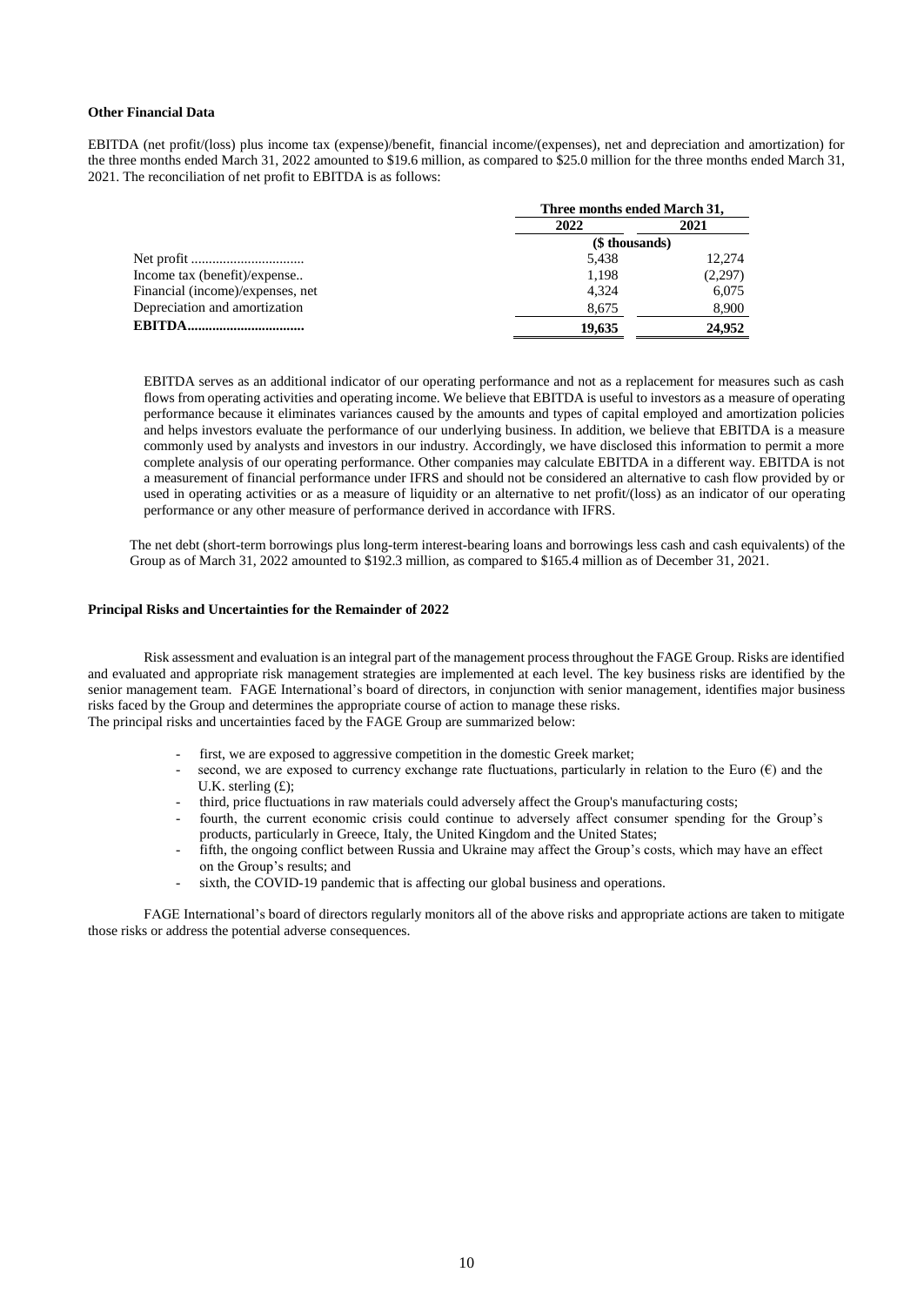**Other Financial Data**

EBITDA (net profit/(loss) plus income tax (expense)/benefit, financial income/(expenses), net and depreciation and amortization) for the three months ended March 31, 2022 amounted to $19.6 million, as compared to $25.0 million for the three months ended March 31, 2021. The reconciliation of net profit to EBITDA is as follows:

| | Three months ended March 31, | |
|---|---|---|
| | 2022 | 2021 |
| | ($ thousands) | |
| Net profit ............................... | 5,438 | 12,274 |
| Income tax (benefit)/expense.. | 1,198 | (2,297) |
| Financial (income)/expenses, net | 4,324 | 6,075 |
| Depreciation and amortization | 8,675 | 8,900 |
| **EBITDA................................** | **19,635** | **24,952** |

EBITDA serves as an additional indicator of our operating performance and not as a replacement for measures such as cash flows from operating activities and operating income. We believe that EBITDA is useful to investors as a measure of operating performance because it eliminates variances caused by the amounts and types of capital employed and amortization policies and helps investors evaluate the performance of our underlying business. In addition, we believe that EBITDA is a measure commonly used by analysts and investors in our industry. Accordingly, we have disclosed this information to permit a more complete analysis of our operating performance. Other companies may calculate EBITDA in a different way. EBITDA is not a measurement of financial performance under IFRS and should not be considered an alternative to cash flow provided by or used in operating activities or as a measure of liquidity or an alternative to net profit/(loss) as an indicator of our operating performance or any other measure of performance derived in accordance with IFRS.

The net debt (short-term borrowings plus long-term interest-bearing loans and borrowings less cash and cash equivalents) of the Group as of March 31, 2022 amounted to $192.3 million, as compared to $165.4 million as of December 31, 2021.

**Principal Risks and Uncertainties for the Remainder of 2022**

Risk assessment and evaluation is an integral part of the management process throughout the FAGE Group. Risks are identified and evaluated and appropriate risk management strategies are implemented at each level. The key business risks are identified by the senior management team. FAGE International's board of directors, in conjunction with senior management, identifies major business risks faced by the Group and determines the appropriate course of action to manage these risks.
The principal risks and uncertainties faced by the FAGE Group are summarized below:

- first, we are exposed to aggressive competition in the domestic Greek market;
- second, we are exposed to currency exchange rate fluctuations, particularly in relation to the Euro (€) and the U.K. sterling (£);
- third, price fluctuations in raw materials could adversely affect the Group's manufacturing costs;
- fourth, the current economic crisis could continue to adversely affect consumer spending for the Group's products, particularly in Greece, Italy, the United Kingdom and the United States;
- fifth, the ongoing conflict between Russia and Ukraine may affect the Group's costs, which may have an effect on the Group's results; and
- sixth, the COVID-19 pandemic that is affecting our global business and operations.

FAGE International's board of directors regularly monitors all of the above risks and appropriate actions are taken to mitigate those risks or address the potential adverse consequences.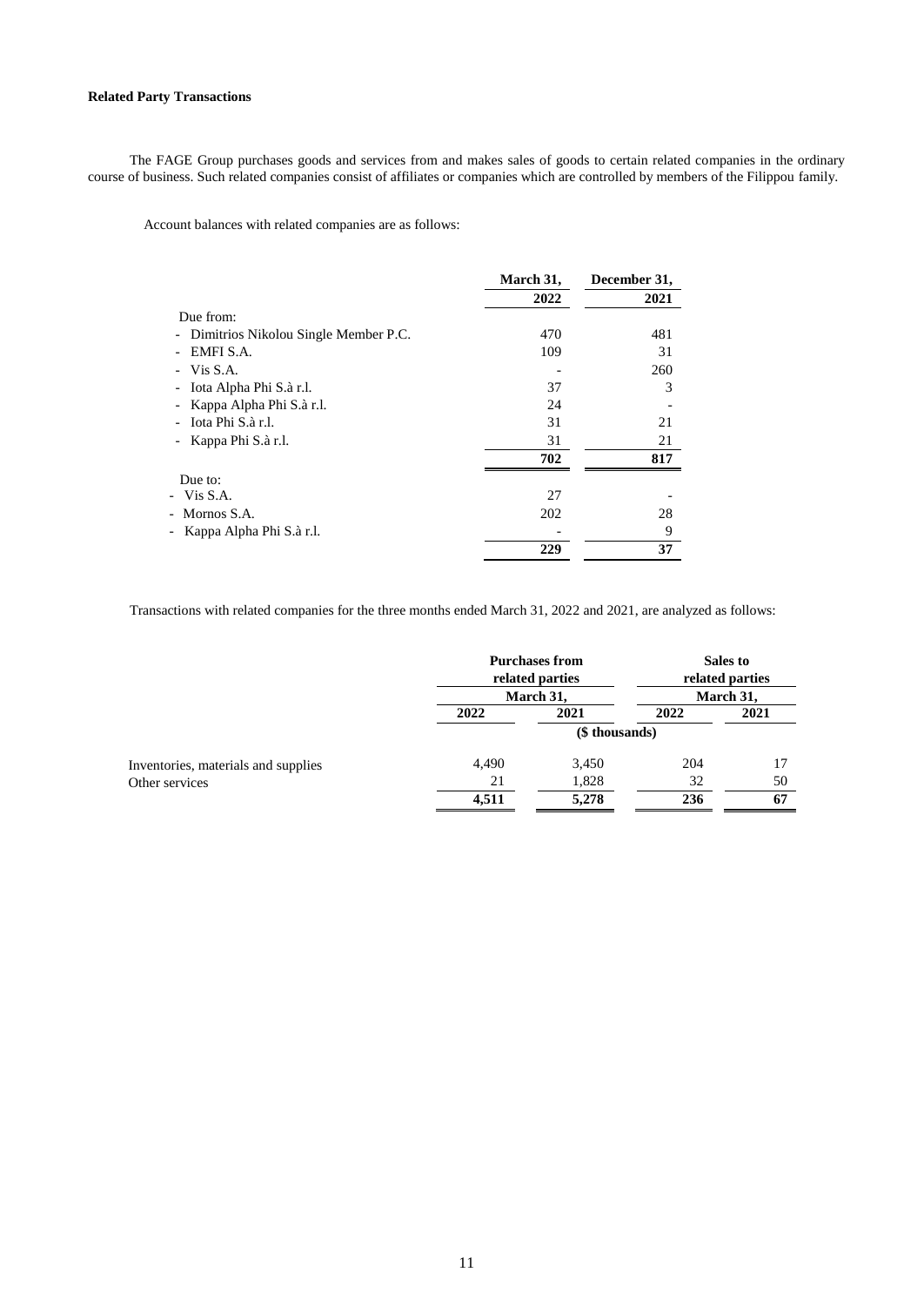**Related Party Transactions**

The FAGE Group purchases goods and services from and makes sales of goods to certain related companies in the ordinary course of business. Such related companies consist of affiliates or companies which are controlled by members of the Filippou family.

Account balances with related companies are as follows:

| | March 31, 2022 | December 31, 2021 |
|---|---|---|
| Due from: | | |
| - Dimitrios Nikolou Single Member P.C. | 470 | 481 |
| - EMFI S.A. | 109 | 31 |
| - Vis S.A. | - | 260 |
| - Iota Alpha Phi S.à r.l. | 37 | 3 |
| - Kappa Alpha Phi S.à r.l. | 24 | - |
| - Iota Phi S.à r.l. | 31 | 21 |
| - Kappa Phi S.à r.l. | 31 | 21 |
| | **702** | **817** |
| Due to: | | |
| - Vis S.A. | 27 | - |
| - Mornos S.A. | 202 | 28 |
| - Kappa Alpha Phi S.à r.l. | - | 9 |
| | **229** | **37** |

Transactions with related companies for the three months ended March 31, 2022 and 2021, are analyzed as follows:

| | Purchases from related parties | | Sales to related parties | |
|---|---|---|---|---|
| | March 31, | | March 31, | |
| | 2022 | 2021 | 2022 | 2021 |
| | ($ thousands) | | | |
| Inventories, materials and supplies | 4,490 | 3,450 | 204 | 17 |
| Other services | 21 | 1,828 | 32 | 50 |
| | **4,511** | **5,278** | **236** | **67** |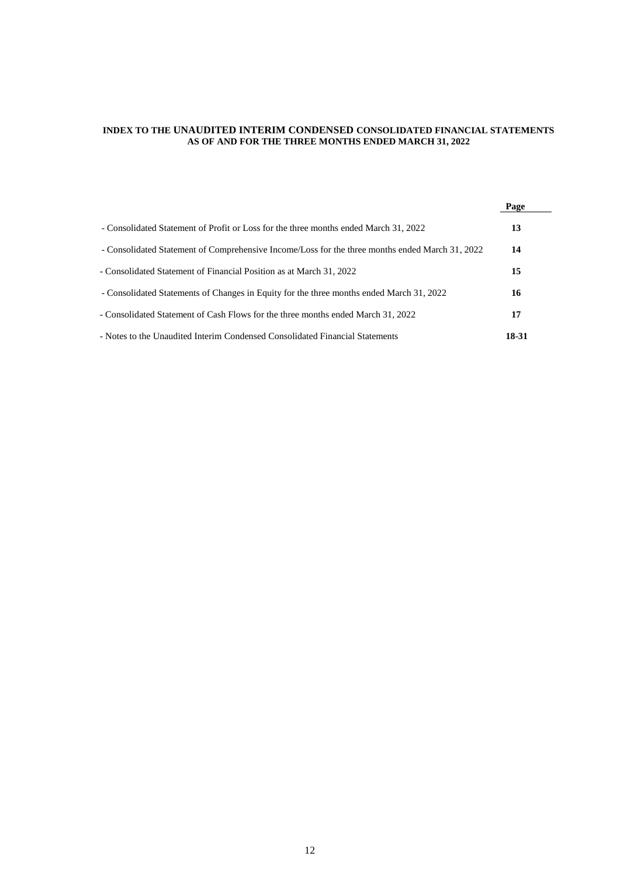**INDEX TO THE UNAUDITED INTERIM CONDENSED CONSOLIDATED FINANCIAL STATEMENTS AS OF AND FOR THE THREE MONTHS ENDED MARCH 31, 2022**

| | Page |
|---|---|
| - Consolidated Statement of Profit or Loss for the three months ended March 31, 2022 | **13** |
| - Consolidated Statement of Comprehensive Income/Loss for the three months ended March 31, 2022 | **14** |
| - Consolidated Statement of Financial Position as at March 31, 2022 | **15** |
| - Consolidated Statements of Changes in Equity for the three months ended March 31, 2022 | **16** |
| - Consolidated Statement of Cash Flows for the three months ended March 31, 2022 | **17** |
| - Notes to the Unaudited Interim Condensed Consolidated Financial Statements | **18-31** |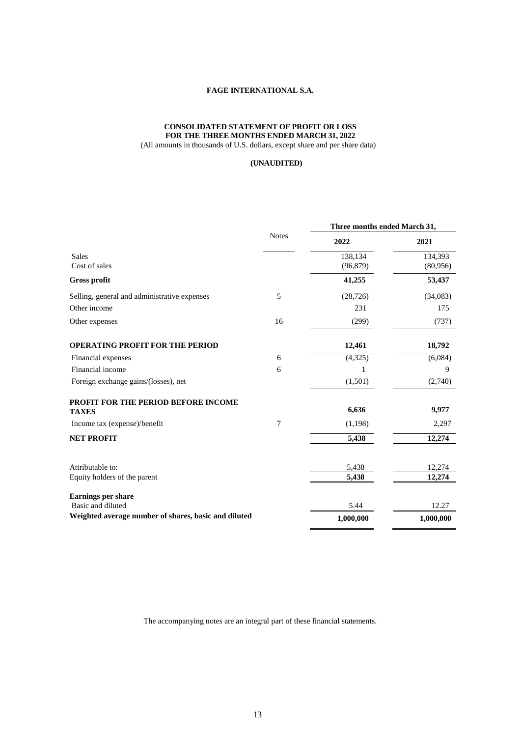**FAGE INTERNATIONAL S.A.**

**CONSOLIDATED STATEMENT OF PROFIT OR LOSS**
**FOR THE THREE MONTHS ENDED MARCH 31, 2022**
(All amounts in thousands of U.S. dollars, except share and per share data)

**(UNAUDITED)**

| | Notes | Three months ended March 31, | |
|---|---|---|---|
| | | **2022** | **2021** |
| Sales | | 138,134 | 134,393 |
| Cost of sales | | (96,879) | (80,956) |
| **Gross profit** | | **41,255** | **53,437** |
| Selling, general and administrative expenses | 5 | (28,726) | (34,083) |
| Other income | | 231 | 175 |
| Other expenses | 16 | (299) | (737) |
| **OPERATING PROFIT FOR THE PERIOD** | | **12,461** | **18,792** |
| Financial expenses | 6 | (4,325) | (6,084) |
| Financial income | 6 | 1 | 9 |
| Foreign exchange gains/(losses), net | | (1,501) | (2,740) |
| **PROFIT FOR THE PERIOD BEFORE INCOME TAXES** | | **6,636** | **9,977** |
| Income tax (expense)/benefit | 7 | (1,198) | 2,297 |
| **NET PROFIT** | | **5,438** | **12,274** |
| Attributable to: | | 5,438 | 12,274 |
| Equity holders of the parent | | **5,438** | **12,274** |
| **Earnings per share** | | | |
| Basic and diluted | | 5.44 | 12.27 |
| **Weighted average number of shares, basic and diluted** | | **1,000,000** | **1,000,000** |

The accompanying notes are an integral part of these financial statements.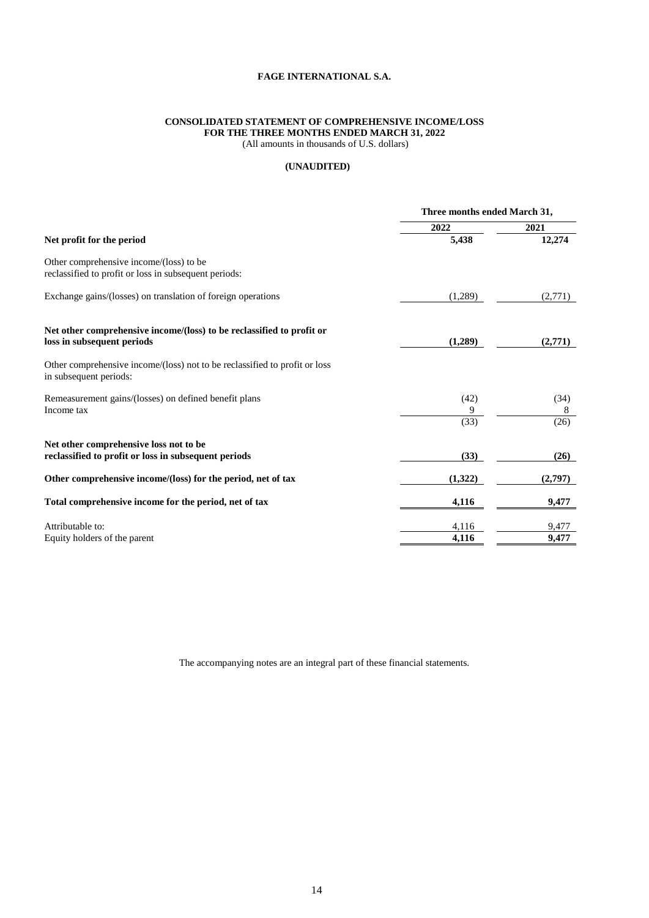**FAGE INTERNATIONAL S.A.**

**CONSOLIDATED STATEMENT OF COMPREHENSIVE INCOME/LOSS**
**FOR THE THREE MONTHS ENDED MARCH 31, 2022**
(All amounts in thousands of U.S. dollars)

**(UNAUDITED)**

| | Three months ended March 31, | |
|---|---|---|
| | 2022 | 2021 |
| **Net profit for the period** | **5,438** | **12,274** |
| Other comprehensive income/(loss) to be reclassified to profit or loss in subsequent periods: | | |
| Exchange gains/(losses) on translation of foreign operations | (1,289) | (2,771) |
| **Net other comprehensive income/(loss) to be reclassified to profit or loss in subsequent periods** | **(1,289)** | **(2,771)** |
| Other comprehensive income/(loss) not to be reclassified to profit or loss in subsequent periods: | | |
| Remeasurement gains/(losses) on defined benefit plans | (42) | (34) |
| Income tax | 9 | 8 |
| | (33) | (26) |
| **Net other comprehensive loss not to be reclassified to profit or loss in subsequent periods** | **(33)** | **(26)** |
| **Other comprehensive income/(loss) for the period, net of tax** | **(1,322)** | **(2,797)** |
| **Total comprehensive income for the period, net of tax** | **4,116** | **9,477** |
| Attributable to: | 4,116 | 9,477 |
| Equity holders of the parent | **4,116** | **9,477** |

The accompanying notes are an integral part of these financial statements.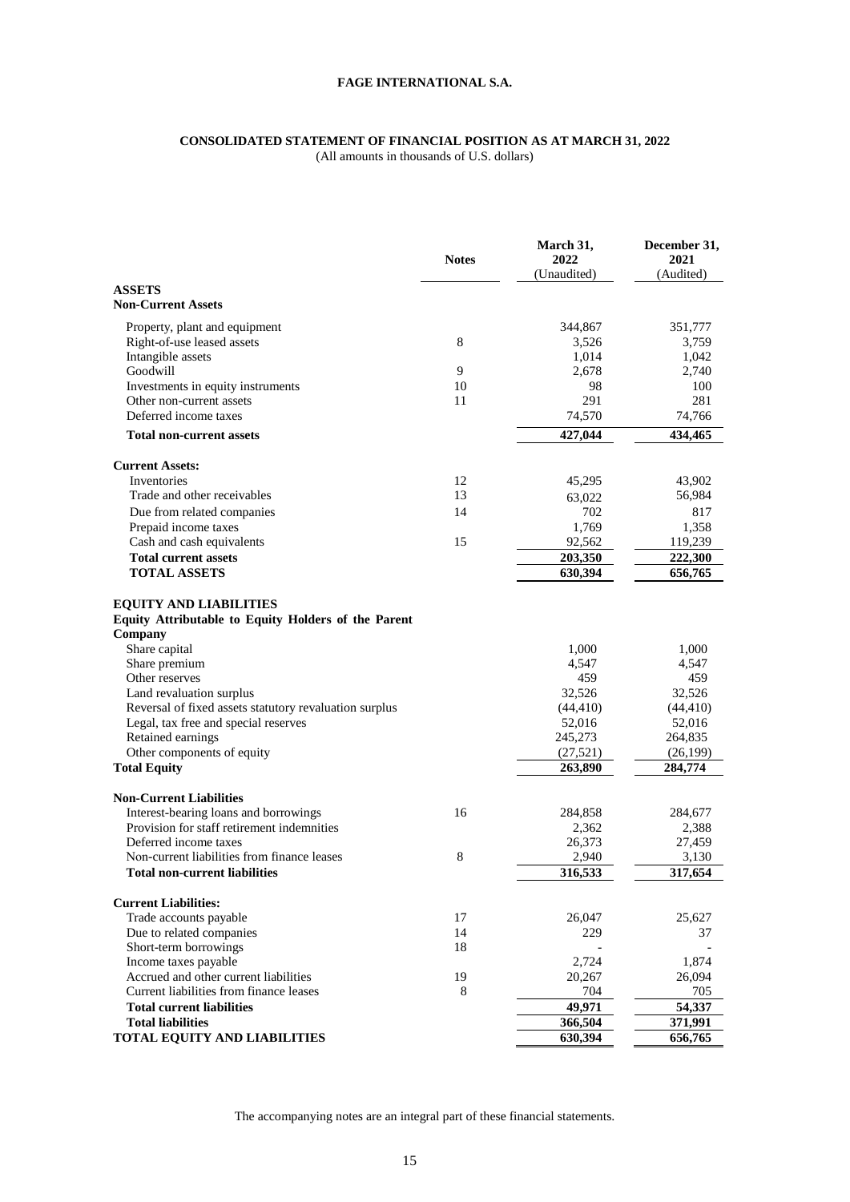**FAGE INTERNATIONAL S.A.**

**CONSOLIDATED STATEMENT OF FINANCIAL POSITION AS AT MARCH 31, 2022**

(All amounts in thousands of U.S. dollars)

| | Notes | March 31, 2022 (Unaudited) | December 31, 2021 (Audited) |
|---|---|---|---|
| **ASSETS** | | | |
| **Non-Current Assets** | | | |
| Property, plant and equipment | | 344,867 | 351,777 |
| Right-of-use leased assets | 8 | 3,526 | 3,759 |
| Intangible assets | | 1,014 | 1,042 |
| Goodwill | 9 | 2,678 | 2,740 |
| Investments in equity instruments | 10 | 98 | 100 |
| Other non-current assets | 11 | 291 | 281 |
| Deferred income taxes | | 74,570 | 74,766 |
| **Total non-current assets** | | **427,044** | **434,465** |
| **Current Assets:** | | | |
| Inventories | 12 | 45,295 | 43,902 |
| Trade and other receivables | 13 | 63,022 | 56,984 |
| Due from related companies | 14 | 702 | 817 |
| Prepaid income taxes | | 1,769 | 1,358 |
| Cash and cash equivalents | 15 | 92,562 | 119,239 |
| **Total current assets** | | **203,350** | **222,300** |
| **TOTAL ASSETS** | | **630,394** | **656,765** |
| **EQUITY AND LIABILITIES** | | | |
| **Equity Attributable to Equity Holders of the Parent Company** | | | |
| Share capital | | 1,000 | 1,000 |
| Share premium | | 4,547 | 4,547 |
| Other reserves | | 459 | 459 |
| Land revaluation surplus | | 32,526 | 32,526 |
| Reversal of fixed assets statutory revaluation surplus | | (44,410) | (44,410) |
| Legal, tax free and special reserves | | 52,016 | 52,016 |
| Retained earnings | | 245,273 | 264,835 |
| Other components of equity | | (27,521) | (26,199) |
| **Total Equity** | | **263,890** | **284,774** |
| **Non-Current Liabilities** | | | |
| Interest-bearing loans and borrowings | 16 | 284,858 | 284,677 |
| Provision for staff retirement indemnities | | 2,362 | 2,388 |
| Deferred income taxes | | 26,373 | 27,459 |
| Non-current liabilities from finance leases | 8 | 2,940 | 3,130 |
| **Total non-current liabilities** | | **316,533** | **317,654** |
| **Current Liabilities:** | | | |
| Trade accounts payable | 17 | 26,047 | 25,627 |
| Due to related companies | 14 | 229 | 37 |
| Short-term borrowings | 18 | - | - |
| Income taxes payable | | 2,724 | 1,874 |
| Accrued and other current liabilities | 19 | 20,267 | 26,094 |
| Current liabilities from finance leases | 8 | 704 | 705 |
| **Total current liabilities** | | **49,971** | **54,337** |
| **Total liabilities** | | **366,504** | **371,991** |
| **TOTAL EQUITY AND LIABILITIES** | | **630,394** | **656,765** |

The accompanying notes are an integral part of these financial statements.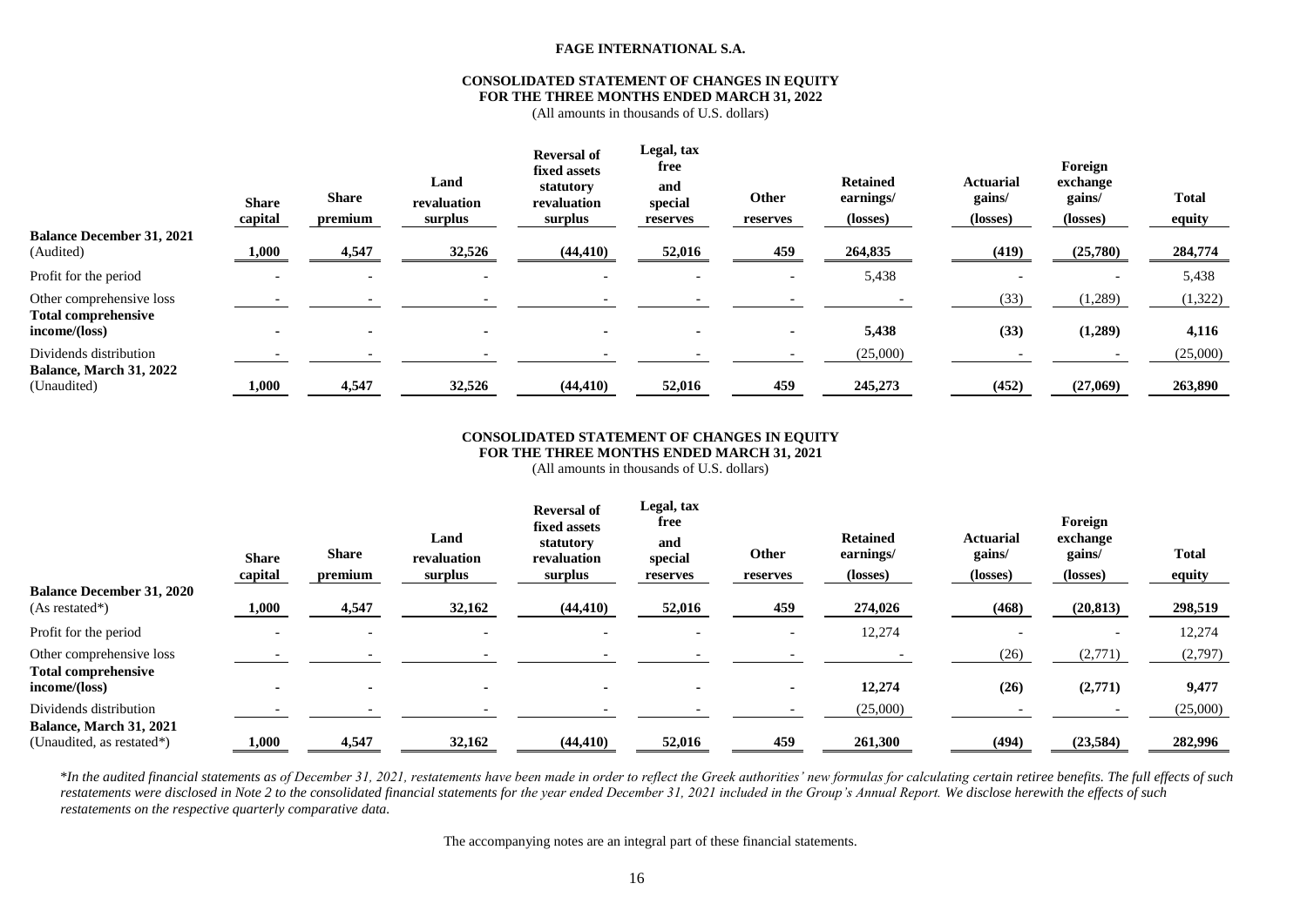**FAGE INTERNATIONAL S.A.**

**CONSOLIDATED STATEMENT OF CHANGES IN EQUITY**
**FOR THE THREE MONTHS ENDED MARCH 31, 2022**
(All amounts in thousands of U.S. dollars)

| | Share capital | Share premium | Land revaluation surplus | Reversal of fixed assets statutory revaluation surplus | Legal, tax free and special reserves | Other reserves | Retained earnings/ (losses) | Actuarial gains/ (losses) | Foreign exchange gains/ (losses) | Total equity |
|---|---|---|---|---|---|---|---|---|---|---|
| **Balance December 31, 2021** (Audited) | **1,000** | **4,547** | **32,526** | **(44,410)** | **52,016** | **459** | **264,835** | **(419)** | **(25,780)** | **284,774** |
| Profit for the period | - | - | - | - | - | - | 5,438 | - | - | 5,438 |
| Other comprehensive loss | - | - | - | - | - | - | - | (33) | (1,289) | (1,322) |
| **Total comprehensive income/(loss)** | **-** | **-** | **-** | **-** | **-** | **-** | **5,438** | **(33)** | **(1,289)** | **4,116** |
| Dividends distribution | - | - | - | - | - | - | (25,000) | - | - | (25,000) |
| **Balance, March 31, 2022** (Unaudited) | **1,000** | **4,547** | **32,526** | **(44,410)** | **52,016** | **459** | **245,273** | **(452)** | **(27,069)** | **263,890** |

**CONSOLIDATED STATEMENT OF CHANGES IN EQUITY**
**FOR THE THREE MONTHS ENDED MARCH 31, 2021**
(All amounts in thousands of U.S. dollars)

| | Share capital | Share premium | Land revaluation surplus | Reversal of fixed assets statutory revaluation surplus | Legal, tax free and special reserves | Other reserves | Retained earnings/ (losses) | Actuarial gains/ (losses) | Foreign exchange gains/ (losses) | Total equity |
|---|---|---|---|---|---|---|---|---|---|---|
| **Balance December 31, 2020** (As restated*) | **1,000** | **4,547** | **32,162** | **(44,410)** | **52,016** | **459** | **274,026** | **(468)** | **(20,813)** | **298,519** |
| Profit for the period | - | - | - | - | - | - | 12,274 | - | - | 12,274 |
| Other comprehensive loss | - | - | - | - | - | - | - | (26) | (2,771) | (2,797) |
| **Total comprehensive income/(loss)** | **-** | **-** | **-** | **-** | **-** | **-** | **12,274** | **(26)** | **(2,771)** | **9,477** |
| Dividends distribution | - | - | - | - | - | - | (25,000) | - | - | (25,000) |
| **Balance, March 31, 2021** (Unaudited, as restated*) | **1,000** | **4,547** | **32,162** | **(44,410)** | **52,016** | **459** | **261,300** | **(494)** | **(23,584)** | **282,996** |

*\*In the audited financial statements as of December 31, 2021, restatements have been made in order to reflect the Greek authorities' new formulas for calculating certain retiree benefits. The full effects of such restatements were disclosed in Note 2 to the consolidated financial statements for the year ended December 31, 2021 included in the Group's Annual Report. We disclose herewith the effects of such restatements on the respective quarterly comparative data.*

The accompanying notes are an integral part of these financial statements.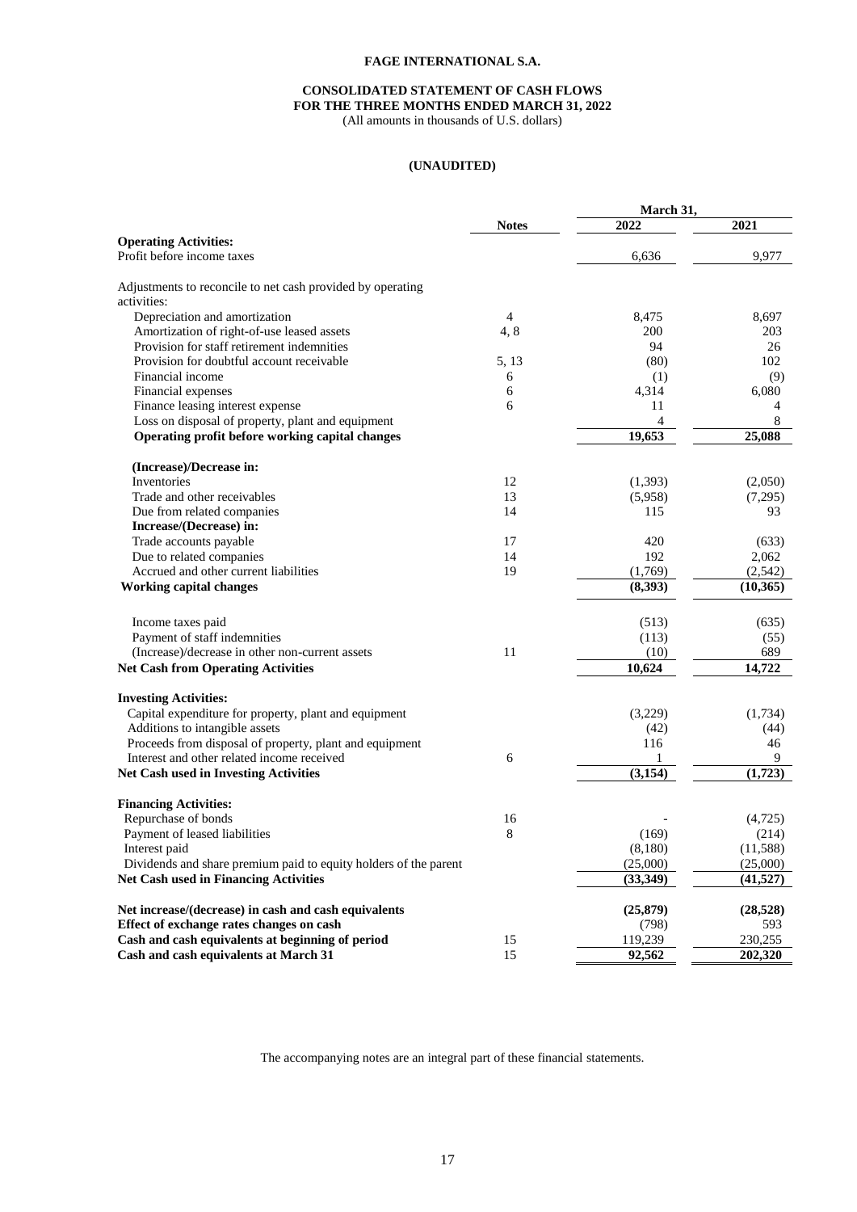**FAGE INTERNATIONAL S.A.**

**CONSOLIDATED STATEMENT OF CASH FLOWS**
**FOR THE THREE MONTHS ENDED MARCH 31, 2022**
(All amounts in thousands of U.S. dollars)

**(UNAUDITED)**

| | Notes | March 31, 2022 | March 31, 2021 |
|---|---|---|---|
| **Operating Activities:** | | | |
| Profit before income taxes | | 6,636 | 9,977 |
| Adjustments to reconcile to net cash provided by operating activities: | | | |
| Depreciation and amortization | 4 | 8,475 | 8,697 |
| Amortization of right-of-use leased assets | 4, 8 | 200 | 203 |
| Provision for staff retirement indemnities | | 94 | 26 |
| Provision for doubtful account receivable | 5, 13 | (80) | 102 |
| Financial income | 6 | (1) | (9) |
| Financial expenses | 6 | 4,314 | 6,080 |
| Finance leasing interest expense | 6 | 11 | 4 |
| Loss on disposal of property, plant and equipment | | 4 | 8 |
| **Operating profit before working capital changes** | | **19,653** | **25,088** |
| **(Increase)/Decrease in:** | | | |
| Inventories | 12 | (1,393) | (2,050) |
| Trade and other receivables | 13 | (5,958) | (7,295) |
| Due from related companies | 14 | 115 | 93 |
| **Increase/(Decrease) in:** | | | |
| Trade accounts payable | 17 | 420 | (633) |
| Due to related companies | 14 | 192 | 2,062 |
| Accrued and other current liabilities | 19 | (1,769) | (2,542) |
| **Working capital changes** | | **(8,393)** | **(10,365)** |
| Income taxes paid | | (513) | (635) |
| Payment of staff indemnities | | (113) | (55) |
| (Increase)/decrease in other non-current assets | 11 | (10) | 689 |
| **Net Cash from Operating Activities** | | **10,624** | **14,722** |
| **Investing Activities:** | | | |
| Capital expenditure for property, plant and equipment | | (3,229) | (1,734) |
| Additions to intangible assets | | (42) | (44) |
| Proceeds from disposal of property, plant and equipment | | 116 | 46 |
| Interest and other related income received | 6 | 1 | 9 |
| **Net Cash used in Investing Activities** | | **(3,154)** | **(1,723)** |
| **Financing Activities:** | | | |
| Repurchase of bonds | 16 | - | (4,725) |
| Payment of leased liabilities | 8 | (169) | (214) |
| Interest paid | | (8,180) | (11,588) |
| Dividends and share premium paid to equity holders of the parent | | (25,000) | (25,000) |
| **Net Cash used in Financing Activities** | | **(33,349)** | **(41,527)** |
| **Net increase/(decrease) in cash and cash equivalents** | | **(25,879)** | **(28,528)** |
| **Effect of exchange rates changes on cash** | | (798) | 593 |
| **Cash and cash equivalents at beginning of period** | 15 | 119,239 | 230,255 |
| **Cash and cash equivalents at March 31** | 15 | **92,562** | **202,320** |

The accompanying notes are an integral part of these financial statements.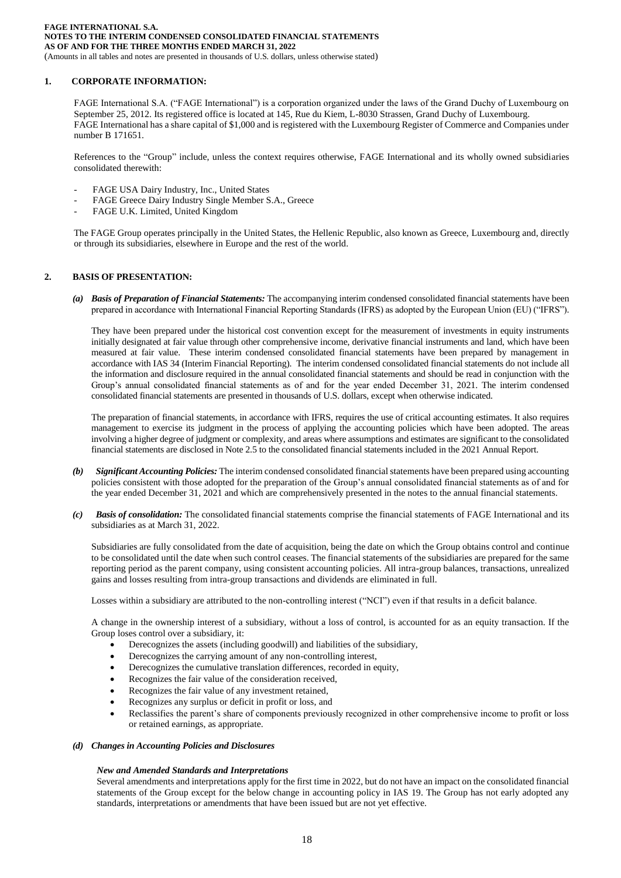## 1. CORPORATE INFORMATION:

FAGE International S.A. ("FAGE International") is a corporation organized under the laws of the Grand Duchy of Luxembourg on September 25, 2012. Its registered office is located at 145, Rue du Kiem, L-8030 Strassen, Grand Duchy of Luxembourg. FAGE International has a share capital of $1,000 and is registered with the Luxembourg Register of Commerce and Companies under number B 171651.

References to the "Group" include, unless the context requires otherwise, FAGE International and its wholly owned subsidiaries consolidated therewith:

- FAGE USA Dairy Industry, Inc., United States
- FAGE Greece Dairy Industry Single Member S.A., Greece
- FAGE U.K. Limited, United Kingdom

The FAGE Group operates principally in the United States, the Hellenic Republic, also known as Greece, Luxembourg and, directly or through its subsidiaries, elsewhere in Europe and the rest of the world.

## 2. BASIS OF PRESENTATION:

***(a) Basis of Preparation of Financial Statements:*** The accompanying interim condensed consolidated financial statements have been prepared in accordance with International Financial Reporting Standards (IFRS) as adopted by the European Union (EU) ("IFRS").

They have been prepared under the historical cost convention except for the measurement of investments in equity instruments initially designated at fair value through other comprehensive income, derivative financial instruments and land, which have been measured at fair value. These interim condensed consolidated financial statements have been prepared by management in accordance with IAS 34 (Interim Financial Reporting). The interim condensed consolidated financial statements do not include all the information and disclosure required in the annual consolidated financial statements and should be read in conjunction with the Group's annual consolidated financial statements as of and for the year ended December 31, 2021. The interim condensed consolidated financial statements are presented in thousands of U.S. dollars, except when otherwise indicated.

The preparation of financial statements, in accordance with IFRS, requires the use of critical accounting estimates. It also requires management to exercise its judgment in the process of applying the accounting policies which have been adopted. The areas involving a higher degree of judgment or complexity, and areas where assumptions and estimates are significant to the consolidated financial statements are disclosed in Note 2.5 to the consolidated financial statements included in the 2021 Annual Report.

***(b) Significant Accounting Policies:*** The interim condensed consolidated financial statements have been prepared using accounting policies consistent with those adopted for the preparation of the Group's annual consolidated financial statements as of and for the year ended December 31, 2021 and which are comprehensively presented in the notes to the annual financial statements.

***(c) Basis of consolidation:*** The consolidated financial statements comprise the financial statements of FAGE International and its subsidiaries as at March 31, 2022.

Subsidiaries are fully consolidated from the date of acquisition, being the date on which the Group obtains control and continue to be consolidated until the date when such control ceases. The financial statements of the subsidiaries are prepared for the same reporting period as the parent company, using consistent accounting policies. All intra-group balances, transactions, unrealized gains and losses resulting from intra-group transactions and dividends are eliminated in full.

Losses within a subsidiary are attributed to the non-controlling interest ("NCI") even if that results in a deficit balance.

A change in the ownership interest of a subsidiary, without a loss of control, is accounted for as an equity transaction. If the Group loses control over a subsidiary, it:

- Derecognizes the assets (including goodwill) and liabilities of the subsidiary,
- Derecognizes the carrying amount of any non-controlling interest,
- Derecognizes the cumulative translation differences, recorded in equity,
- Recognizes the fair value of the consideration received,
- Recognizes the fair value of any investment retained,
- Recognizes any surplus or deficit in profit or loss, and
- Reclassifies the parent's share of components previously recognized in other comprehensive income to profit or loss or retained earnings, as appropriate.

***(d) Changes in Accounting Policies and Disclosures***

***New and Amended Standards and Interpretations***

Several amendments and interpretations apply for the first time in 2022, but do not have an impact on the consolidated financial statements of the Group except for the below change in accounting policy in IAS 19. The Group has not early adopted any standards, interpretations or amendments that have been issued but are not yet effective.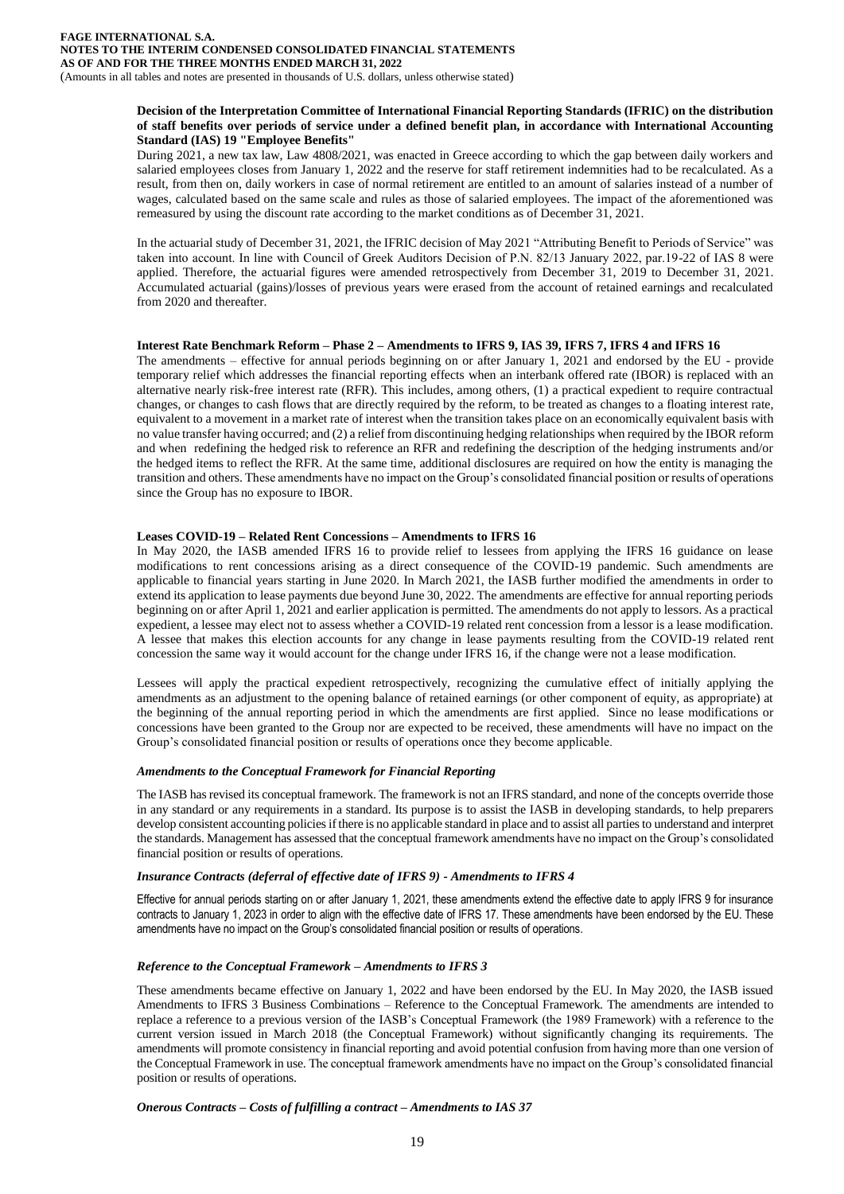**Decision of the Interpretation Committee of International Financial Reporting Standards (IFRIC) on the distribution of staff benefits over periods of service under a defined benefit plan, in accordance with International Accounting Standard (IAS) 19 "Employee Benefits"**

During 2021, a new tax law, Law 4808/2021, was enacted in Greece according to which the gap between daily workers and salaried employees closes from January 1, 2022 and the reserve for staff retirement indemnities had to be recalculated. As a result, from then on, daily workers in case of normal retirement are entitled to an amount of salaries instead of a number of wages, calculated based on the same scale and rules as those of salaried employees. The impact of the aforementioned was remeasured by using the discount rate according to the market conditions as of December 31, 2021.

In the actuarial study of December 31, 2021, the IFRIC decision of May 2021 "Attributing Benefit to Periods of Service" was taken into account. In line with Council of Greek Auditors Decision of P.N. 82/13 January 2022, par.19-22 of IAS 8 were applied. Therefore, the actuarial figures were amended retrospectively from December 31, 2019 to December 31, 2021. Accumulated actuarial (gains)/losses of previous years were erased from the account of retained earnings and recalculated from 2020 and thereafter.

**Interest Rate Benchmark Reform – Phase 2 – Amendments to IFRS 9, IAS 39, IFRS 7, IFRS 4 and IFRS 16**

The amendments – effective for annual periods beginning on or after January 1, 2021 and endorsed by the EU - provide temporary relief which addresses the financial reporting effects when an interbank offered rate (IBOR) is replaced with an alternative nearly risk-free interest rate (RFR). This includes, among others, (1) a practical expedient to require contractual changes, or changes to cash flows that are directly required by the reform, to be treated as changes to a floating interest rate, equivalent to a movement in a market rate of interest when the transition takes place on an economically equivalent basis with no value transfer having occurred; and (2) a relief from discontinuing hedging relationships when required by the IBOR reform and when redefining the hedged risk to reference an RFR and redefining the description of the hedging instruments and/or the hedged items to reflect the RFR. At the same time, additional disclosures are required on how the entity is managing the transition and others. These amendments have no impact on the Group's consolidated financial position or results of operations since the Group has no exposure to IBOR.

**Leases COVID-19 – Related Rent Concessions – Amendments to IFRS 16**

In May 2020, the IASB amended IFRS 16 to provide relief to lessees from applying the IFRS 16 guidance on lease modifications to rent concessions arising as a direct consequence of the COVID-19 pandemic. Such amendments are applicable to financial years starting in June 2020. In March 2021, the IASB further modified the amendments in order to extend its application to lease payments due beyond June 30, 2022. The amendments are effective for annual reporting periods beginning on or after April 1, 2021 and earlier application is permitted. The amendments do not apply to lessors. As a practical expedient, a lessee may elect not to assess whether a COVID-19 related rent concession from a lessor is a lease modification. A lessee that makes this election accounts for any change in lease payments resulting from the COVID-19 related rent concession the same way it would account for the change under IFRS 16, if the change were not a lease modification.

Lessees will apply the practical expedient retrospectively, recognizing the cumulative effect of initially applying the amendments as an adjustment to the opening balance of retained earnings (or other component of equity, as appropriate) at the beginning of the annual reporting period in which the amendments are first applied. Since no lease modifications or concessions have been granted to the Group nor are expected to be received, these amendments will have no impact on the Group's consolidated financial position or results of operations once they become applicable.

***Amendments to the Conceptual Framework for Financial Reporting***

The IASB has revised its conceptual framework. The framework is not an IFRS standard, and none of the concepts override those in any standard or any requirements in a standard. Its purpose is to assist the IASB in developing standards, to help preparers develop consistent accounting policies if there is no applicable standard in place and to assist all parties to understand and interpret the standards. Management has assessed that the conceptual framework amendments have no impact on the Group's consolidated financial position or results of operations.

***Insurance Contracts (deferral of effective date of IFRS 9) - Amendments to IFRS 4***

Effective for annual periods starting on or after January 1, 2021, these amendments extend the effective date to apply IFRS 9 for insurance contracts to January 1, 2023 in order to align with the effective date of IFRS 17. These amendments have been endorsed by the EU. These amendments have no impact on the Group's consolidated financial position or results of operations.

***Reference to the Conceptual Framework – Amendments to IFRS 3***

These amendments became effective on January 1, 2022 and have been endorsed by the EU. In May 2020, the IASB issued Amendments to IFRS 3 Business Combinations – Reference to the Conceptual Framework. The amendments are intended to replace a reference to a previous version of the IASB's Conceptual Framework (the 1989 Framework) with a reference to the current version issued in March 2018 (the Conceptual Framework) without significantly changing its requirements. The amendments will promote consistency in financial reporting and avoid potential confusion from having more than one version of the Conceptual Framework in use. The conceptual framework amendments have no impact on the Group's consolidated financial position or results of operations.

***Onerous Contracts – Costs of fulfilling a contract – Amendments to IAS 37***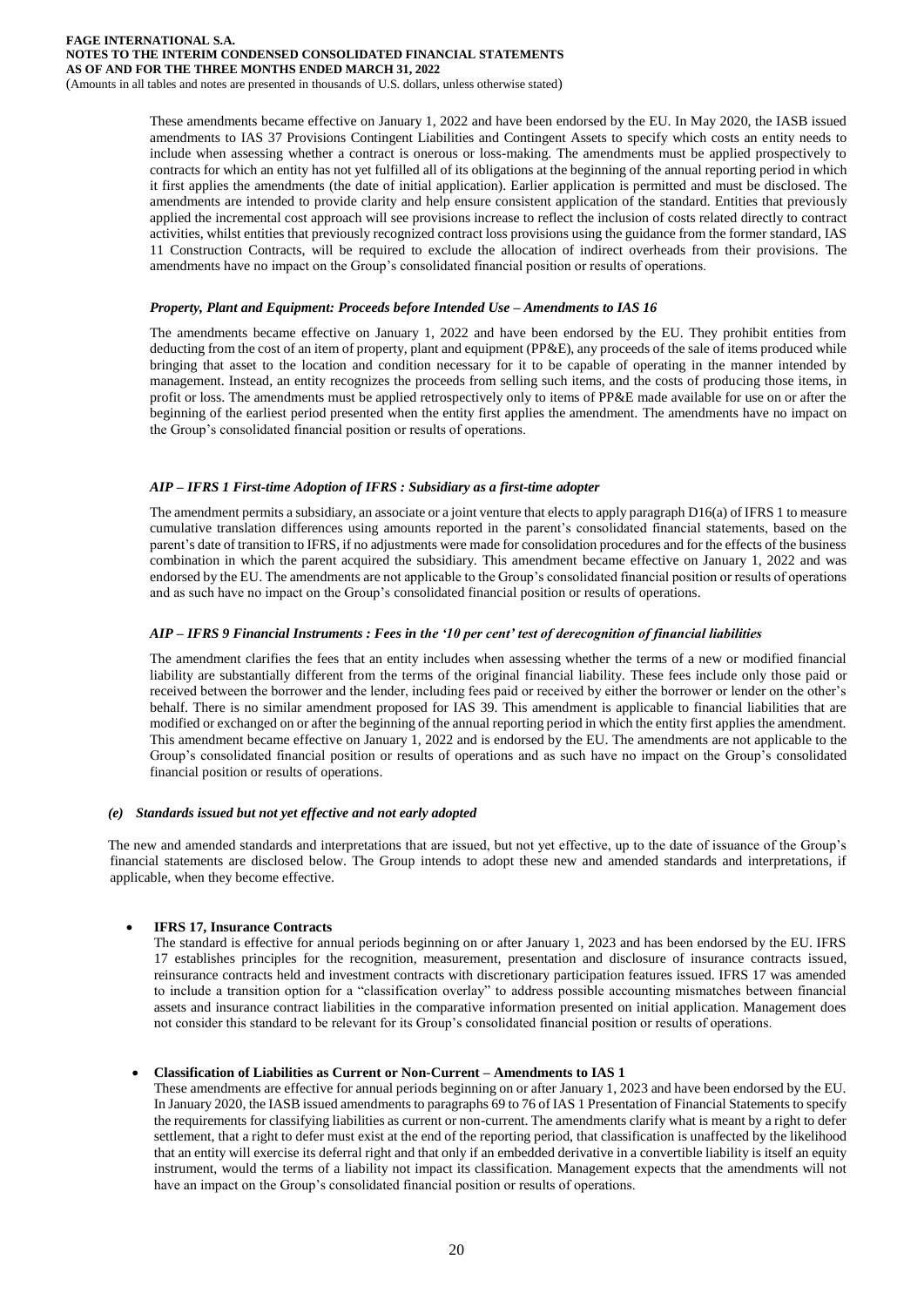These amendments became effective on January 1, 2022 and have been endorsed by the EU. In May 2020, the IASB issued amendments to IAS 37 Provisions Contingent Liabilities and Contingent Assets to specify which costs an entity needs to include when assessing whether a contract is onerous or loss-making. The amendments must be applied prospectively to contracts for which an entity has not yet fulfilled all of its obligations at the beginning of the annual reporting period in which it first applies the amendments (the date of initial application). Earlier application is permitted and must be disclosed. The amendments are intended to provide clarity and help ensure consistent application of the standard. Entities that previously applied the incremental cost approach will see provisions increase to reflect the inclusion of costs related directly to contract activities, whilst entities that previously recognized contract loss provisions using the guidance from the former standard, IAS 11 Construction Contracts, will be required to exclude the allocation of indirect overheads from their provisions. The amendments have no impact on the Group's consolidated financial position or results of operations.

***Property, Plant and Equipment: Proceeds before Intended Use – Amendments to IAS 16***

The amendments became effective on January 1, 2022 and have been endorsed by the EU. They prohibit entities from deducting from the cost of an item of property, plant and equipment (PP&E), any proceeds of the sale of items produced while bringing that asset to the location and condition necessary for it to be capable of operating in the manner intended by management. Instead, an entity recognizes the proceeds from selling such items, and the costs of producing those items, in profit or loss. The amendments must be applied retrospectively only to items of PP&E made available for use on or after the beginning of the earliest period presented when the entity first applies the amendment. The amendments have no impact on the Group's consolidated financial position or results of operations.

***AIP – IFRS 1 First-time Adoption of IFRS : Subsidiary as a first-time adopter***

The amendment permits a subsidiary, an associate or a joint venture that elects to apply paragraph D16(a) of IFRS 1 to measure cumulative translation differences using amounts reported in the parent's consolidated financial statements, based on the parent's date of transition to IFRS, if no adjustments were made for consolidation procedures and for the effects of the business combination in which the parent acquired the subsidiary. This amendment became effective on January 1, 2022 and was endorsed by the EU. The amendments are not applicable to the Group's consolidated financial position or results of operations and as such have no impact on the Group's consolidated financial position or results of operations.

***AIP – IFRS 9 Financial Instruments : Fees in the '10 per cent' test of derecognition of financial liabilities***

The amendment clarifies the fees that an entity includes when assessing whether the terms of a new or modified financial liability are substantially different from the terms of the original financial liability. These fees include only those paid or received between the borrower and the lender, including fees paid or received by either the borrower or lender on the other's behalf. There is no similar amendment proposed for IAS 39. This amendment is applicable to financial liabilities that are modified or exchanged on or after the beginning of the annual reporting period in which the entity first applies the amendment. This amendment became effective on January 1, 2022 and is endorsed by the EU. The amendments are not applicable to the Group's consolidated financial position or results of operations and as such have no impact on the Group's consolidated financial position or results of operations.

***(e) Standards issued but not yet effective and not early adopted***

The new and amended standards and interpretations that are issued, but not yet effective, up to the date of issuance of the Group's financial statements are disclosed below. The Group intends to adopt these new and amended standards and interpretations, if applicable, when they become effective.

- **IFRS 17, Insurance Contracts**
  The standard is effective for annual periods beginning on or after January 1, 2023 and has been endorsed by the EU. IFRS 17 establishes principles for the recognition, measurement, presentation and disclosure of insurance contracts issued, reinsurance contracts held and investment contracts with discretionary participation features issued. IFRS 17 was amended to include a transition option for a "classification overlay" to address possible accounting mismatches between financial assets and insurance contract liabilities in the comparative information presented on initial application. Management does not consider this standard to be relevant for its Group's consolidated financial position or results of operations.

- **Classification of Liabilities as Current or Non-Current – Amendments to IAS 1**
  These amendments are effective for annual periods beginning on or after January 1, 2023 and have been endorsed by the EU. In January 2020, the IASB issued amendments to paragraphs 69 to 76 of IAS 1 Presentation of Financial Statements to specify the requirements for classifying liabilities as current or non-current. The amendments clarify what is meant by a right to defer settlement, that a right to defer must exist at the end of the reporting period, that classification is unaffected by the likelihood that an entity will exercise its deferral right and that only if an embedded derivative in a convertible liability is itself an equity instrument, would the terms of a liability not impact its classification. Management expects that the amendments will not have an impact on the Group's consolidated financial position or results of operations.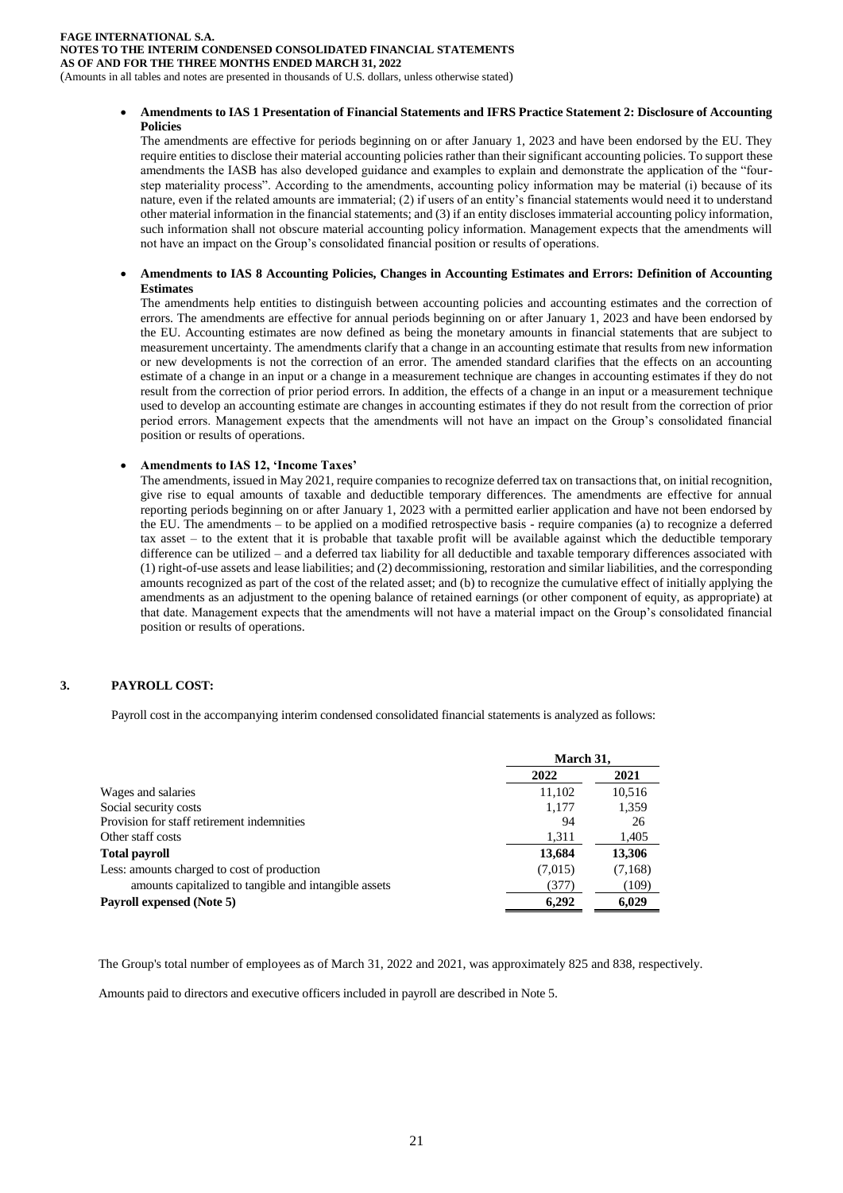- **Amendments to IAS 1 Presentation of Financial Statements and IFRS Practice Statement 2: Disclosure of Accounting Policies**

  The amendments are effective for periods beginning on or after January 1, 2023 and have been endorsed by the EU. They require entities to disclose their material accounting policies rather than their significant accounting policies. To support these amendments the IASB has also developed guidance and examples to explain and demonstrate the application of the "four-step materiality process". According to the amendments, accounting policy information may be material (i) because of its nature, even if the related amounts are immaterial; (2) if users of an entity's financial statements would need it to understand other material information in the financial statements; and (3) if an entity discloses immaterial accounting policy information, such information shall not obscure material accounting policy information. Management expects that the amendments will not have an impact on the Group's consolidated financial position or results of operations.

- **Amendments to IAS 8 Accounting Policies, Changes in Accounting Estimates and Errors: Definition of Accounting Estimates**

  The amendments help entities to distinguish between accounting policies and accounting estimates and the correction of errors. The amendments are effective for annual periods beginning on or after January 1, 2023 and have been endorsed by the EU. Accounting estimates are now defined as being the monetary amounts in financial statements that are subject to measurement uncertainty. The amendments clarify that a change in an accounting estimate that results from new information or new developments is not the correction of an error. The amended standard clarifies that the effects on an accounting estimate of a change in an input or a change in a measurement technique are changes in accounting estimates if they do not result from the correction of prior period errors. In addition, the effects of a change in an input or a measurement technique used to develop an accounting estimate are changes in accounting estimates if they do not result from the correction of prior period errors. Management expects that the amendments will not have an impact on the Group's consolidated financial position or results of operations.

- **Amendments to IAS 12, 'Income Taxes'**

  The amendments, issued in May 2021, require companies to recognize deferred tax on transactions that, on initial recognition, give rise to equal amounts of taxable and deductible temporary differences. The amendments are effective for annual reporting periods beginning on or after January 1, 2023 with a permitted earlier application and have not been endorsed by the EU. The amendments – to be applied on a modified retrospective basis - require companies (a) to recognize a deferred tax asset – to the extent that it is probable that taxable profit will be available against which the deductible temporary difference can be utilized – and a deferred tax liability for all deductible and taxable temporary differences associated with (1) right-of-use assets and lease liabilities; and (2) decommissioning, restoration and similar liabilities, and the corresponding amounts recognized as part of the cost of the related asset; and (b) to recognize the cumulative effect of initially applying the amendments as an adjustment to the opening balance of retained earnings (or other component of equity, as appropriate) at that date. Management expects that the amendments will not have a material impact on the Group's consolidated financial position or results of operations.

## 3. PAYROLL COST:

Payroll cost in the accompanying interim condensed consolidated financial statements is analyzed as follows:

| | March 31, | |
|---|---|---|
| | **2022** | **2021** |
| Wages and salaries | 11,102 | 10,516 |
| Social security costs | 1,177 | 1,359 |
| Provision for staff retirement indemnities | 94 | 26 |
| Other staff costs | 1,311 | 1,405 |
| **Total payroll** | **13,684** | **13,306** |
| Less: amounts charged to cost of production | (7,015) | (7,168) |
| amounts capitalized to tangible and intangible assets | (377) | (109) |
| **Payroll expensed (Note 5)** | **6,292** | **6,029** |

The Group's total number of employees as of March 31, 2022 and 2021, was approximately 825 and 838, respectively.

Amounts paid to directors and executive officers included in payroll are described in Note 5.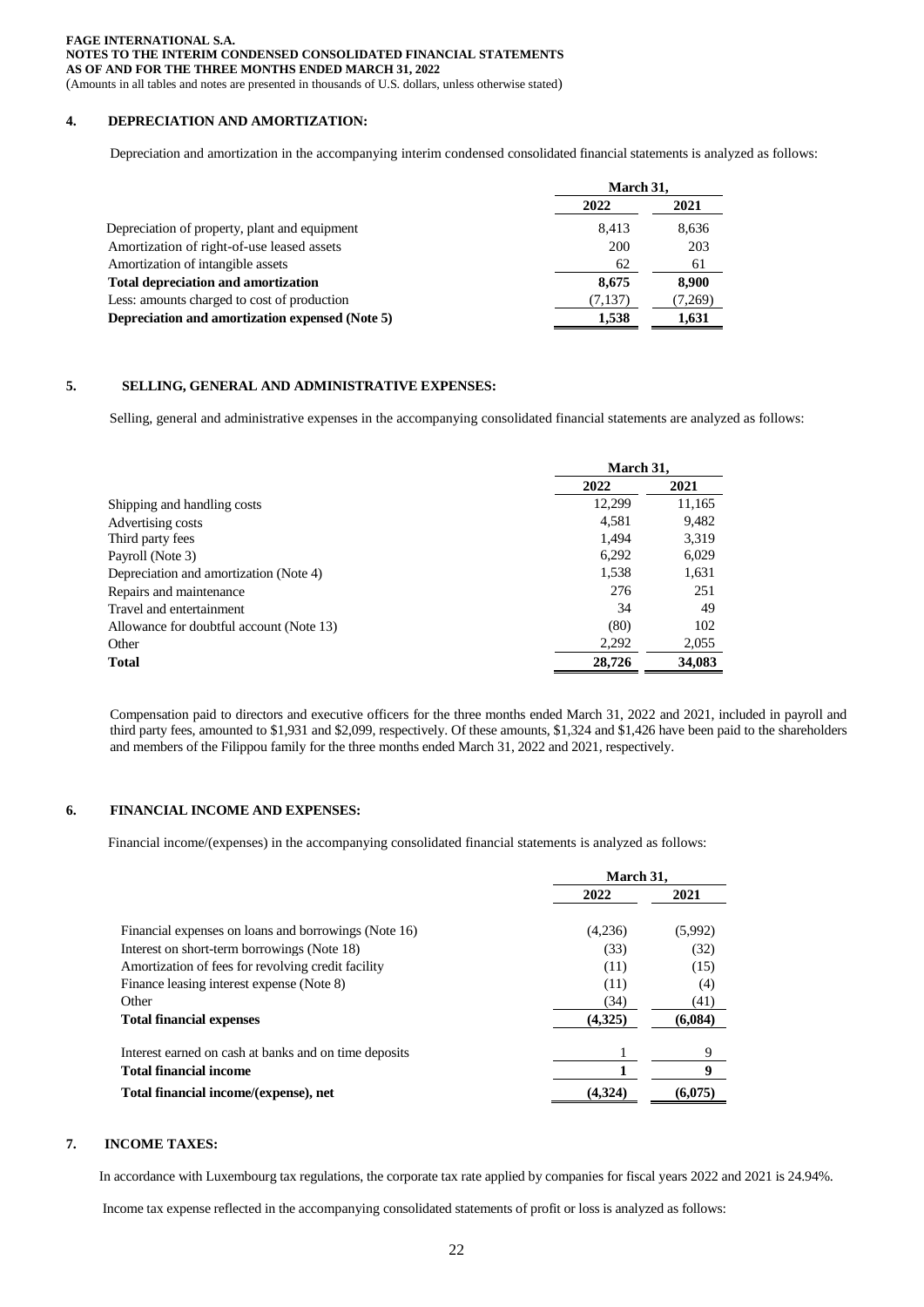## 4. DEPRECIATION AND AMORTIZATION:

Depreciation and amortization in the accompanying interim condensed consolidated financial statements is analyzed as follows:

| | March 31, | |
|---|---|---|
| | 2022 | 2021 |
| Depreciation of property, plant and equipment | 8,413 | 8,636 |
| Amortization of right-of-use leased assets | 200 | 203 |
| Amortization of intangible assets | 62 | 61 |
| **Total depreciation and amortization** | **8,675** | **8,900** |
| Less: amounts charged to cost of production | (7,137) | (7,269) |
| **Depreciation and amortization expensed (Note 5)** | **1,538** | **1,631** |

## 5. SELLING, GENERAL AND ADMINISTRATIVE EXPENSES:

Selling, general and administrative expenses in the accompanying consolidated financial statements are analyzed as follows:

| | March 31, | |
|---|---|---|
| | 2022 | 2021 |
| Shipping and handling costs | 12,299 | 11,165 |
| Advertising costs | 4,581 | 9,482 |
| Third party fees | 1,494 | 3,319 |
| Payroll (Note 3) | 6,292 | 6,029 |
| Depreciation and amortization (Note 4) | 1,538 | 1,631 |
| Repairs and maintenance | 276 | 251 |
| Travel and entertainment | 34 | 49 |
| Allowance for doubtful account (Note 13) | (80) | 102 |
| Other | 2,292 | 2,055 |
| **Total** | **28,726** | **34,083** |

Compensation paid to directors and executive officers for the three months ended March 31, 2022 and 2021, included in payroll and third party fees, amounted to $1,931 and $2,099, respectively. Of these amounts, $1,324 and $1,426 have been paid to the shareholders and members of the Filippou family for the three months ended March 31, 2022 and 2021, respectively.

## 6. FINANCIAL INCOME AND EXPENSES:

Financial income/(expenses) in the accompanying consolidated financial statements is analyzed as follows:

| | March 31, | |
|---|---|---|
| | 2022 | 2021 |
| Financial expenses on loans and borrowings (Note 16) | (4,236) | (5,992) |
| Interest on short-term borrowings (Note 18) | (33) | (32) |
| Amortization of fees for revolving credit facility | (11) | (15) |
| Finance leasing interest expense (Note 8) | (11) | (4) |
| Other | (34) | (41) |
| **Total financial expenses** | **(4,325)** | **(6,084)** |
| Interest earned on cash at banks and on time deposits | 1 | 9 |
| **Total financial income** | **1** | **9** |
| **Total financial income/(expense), net** | **(4,324)** | **(6,075)** |

## 7. INCOME TAXES:

In accordance with Luxembourg tax regulations, the corporate tax rate applied by companies for fiscal years 2022 and 2021 is 24.94%.

Income tax expense reflected in the accompanying consolidated statements of profit or loss is analyzed as follows: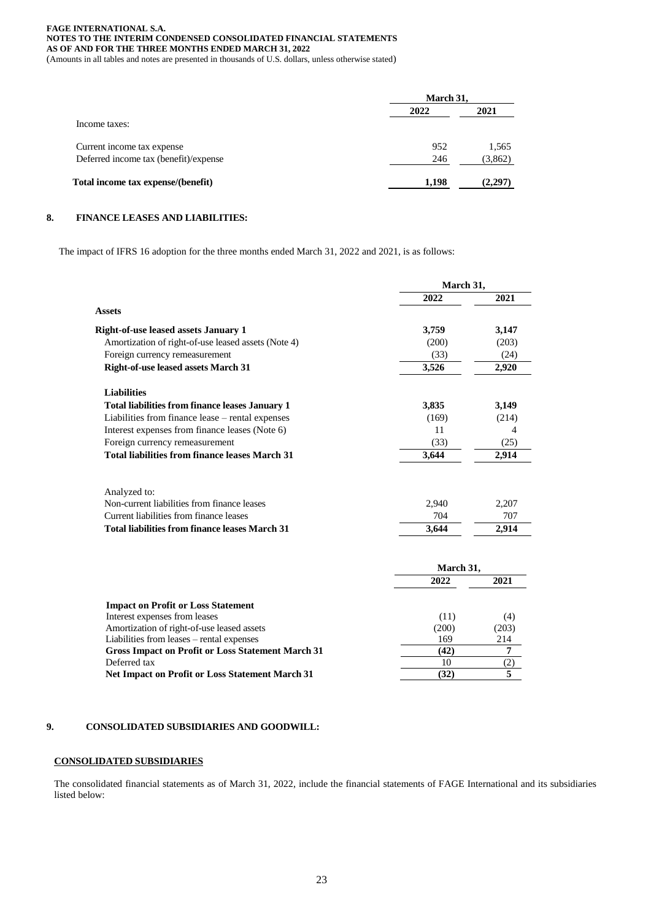| | March 31, | |
|---|---|---|
| | 2022 | 2021 |
| Income taxes: | | |
| Current income tax expense | 952 | 1,565 |
| Deferred income tax (benefit)/expense | 246 | (3,862) |
| **Total income tax expense/(benefit)** | **1,198** | **(2,297)** |

## 8. FINANCE LEASES AND LIABILITIES:

The impact of IFRS 16 adoption for the three months ended March 31, 2022 and 2021, is as follows:

| | March 31, | |
|---|---|---|
| | 2022 | 2021 |
| **Assets** | | |
| **Right-of-use leased assets January 1** | **3,759** | **3,147** |
| Amortization of right-of-use leased assets (Note 4) | (200) | (203) |
| Foreign currency remeasurement | (33) | (24) |
| **Right-of-use leased assets March 31** | **3,526** | **2,920** |
| **Liabilities** | | |
| **Total liabilities from finance leases January 1** | **3,835** | **3,149** |
| Liabilities from finance lease – rental expenses | (169) | (214) |
| Interest expenses from finance leases (Note 6) | 11 | 4 |
| Foreign currency remeasurement | (33) | (25) |
| **Total liabilities from finance leases March 31** | **3,644** | **2,914** |
| Analyzed to: | | |
| Non-current liabilities from finance leases | 2,940 | 2,207 |
| Current liabilities from finance leases | 704 | 707 |
| **Total liabilities from finance leases March 31** | **3,644** | **2,914** |

| | March 31, | |
|---|---|---|
| | 2022 | 2021 |
| **Impact on Profit or Loss Statement** | | |
| Interest expenses from leases | (11) | (4) |
| Amortization of right-of-use leased assets | (200) | (203) |
| Liabilities from leases – rental expenses | 169 | 214 |
| **Gross Impact on Profit or Loss Statement March 31** | **(42)** | **7** |
| Deferred tax | 10 | (2) |
| **Net Impact on Profit or Loss Statement March 31** | **(32)** | **5** |

## 9. CONSOLIDATED SUBSIDIARIES AND GOODWILL:

### CONSOLIDATED SUBSIDIARIES

The consolidated financial statements as of March 31, 2022, include the financial statements of FAGE International and its subsidiaries listed below: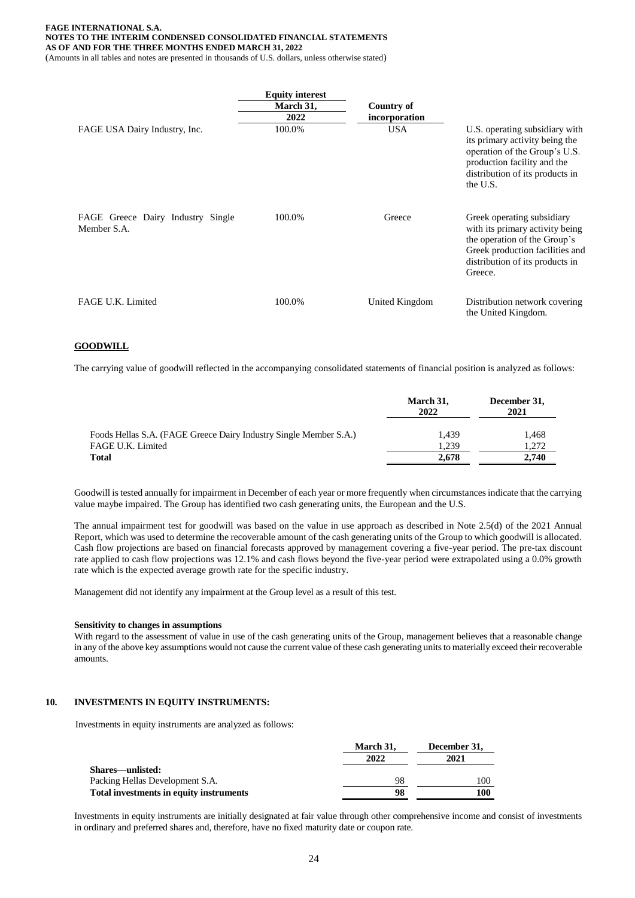| | Equity interest | | |
|---|---|---|---|
| | March 31, 2022 | Country of incorporation | |
| FAGE USA Dairy Industry, Inc. | 100.0% | USA | U.S. operating subsidiary with its primary activity being the operation of the Group's U.S. production facility and the distribution of its products in the U.S. |
| FAGE Greece Dairy Industry Single Member S.A. | 100.0% | Greece | Greek operating subsidiary with its primary activity being the operation of the Group's Greek production facilities and distribution of its products in Greece. |
| FAGE U.K. Limited | 100.0% | United Kingdom | Distribution network covering the United Kingdom. |

## GOODWILL

The carrying value of goodwill reflected in the accompanying consolidated statements of financial position is analyzed as follows:

| | March 31, 2022 | December 31, 2021 |
|---|---|---|
| Foods Hellas S.A. (FAGE Greece Dairy Industry Single Member S.A.) | 1,439 | 1,468 |
| FAGE U.K. Limited | 1,239 | 1,272 |
| **Total** | **2,678** | **2,740** |

Goodwill is tested annually for impairment in December of each year or more frequently when circumstances indicate that the carrying value maybe impaired. The Group has identified two cash generating units, the European and the U.S.

The annual impairment test for goodwill was based on the value in use approach as described in Note 2.5(d) of the 2021 Annual Report, which was used to determine the recoverable amount of the cash generating units of the Group to which goodwill is allocated. Cash flow projections are based on financial forecasts approved by management covering a five-year period. The pre-tax discount rate applied to cash flow projections was 12.1% and cash flows beyond the five-year period were extrapolated using a 0.0% growth rate which is the expected average growth rate for the specific industry.

Management did not identify any impairment at the Group level as a result of this test.

**Sensitivity to changes in assumptions**

With regard to the assessment of value in use of the cash generating units of the Group, management believes that a reasonable change in any of the above key assumptions would not cause the current value of these cash generating units to materially exceed their recoverable amounts.

## 10. INVESTMENTS IN EQUITY INSTRUMENTS:

Investments in equity instruments are analyzed as follows:

| | March 31, 2022 | December 31, 2021 |
|---|---|---|
| **Shares—unlisted:** | | |
| Packing Hellas Development S.A. | 98 | 100 |
| **Total investments in equity instruments** | **98** | **100** |

Investments in equity instruments are initially designated at fair value through other comprehensive income and consist of investments in ordinary and preferred shares and, therefore, have no fixed maturity date or coupon rate.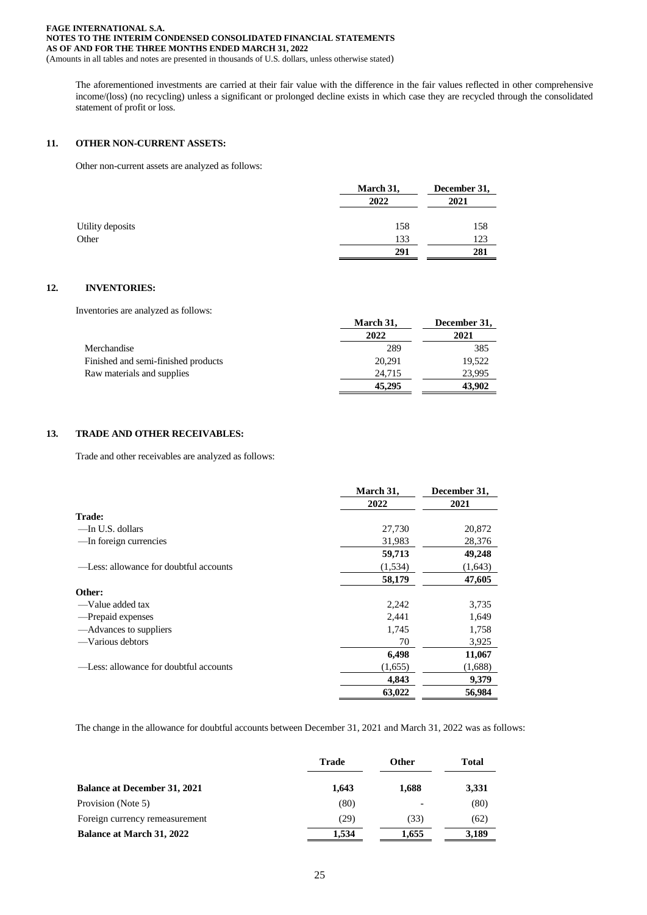The aforementioned investments are carried at their fair value with the difference in the fair values reflected in other comprehensive income/(loss) (no recycling) unless a significant or prolonged decline exists in which case they are recycled through the consolidated statement of profit or loss.

## 11. OTHER NON-CURRENT ASSETS:

Other non-current assets are analyzed as follows:

| | March 31, 2022 | December 31, 2021 |
|---|---|---|
| Utility deposits | 158 | 158 |
| Other | 133 | 123 |
| | **291** | **281** |

## 12. INVENTORIES:

Inventories are analyzed as follows:

| | March 31, 2022 | December 31, 2021 |
|---|---|---|
| Merchandise | 289 | 385 |
| Finished and semi-finished products | 20,291 | 19,522 |
| Raw materials and supplies | 24,715 | 23,995 |
| | **45,295** | **43,902** |

## 13. TRADE AND OTHER RECEIVABLES:

Trade and other receivables are analyzed as follows:

| | March 31, 2022 | December 31, 2021 |
|---|---|---|
| **Trade:** | | |
| —In U.S. dollars | 27,730 | 20,872 |
| —In foreign currencies | 31,983 | 28,376 |
| | **59,713** | **49,248** |
| —Less: allowance for doubtful accounts | (1,534) | (1,643) |
| | **58,179** | **47,605** |
| **Other:** | | |
| —Value added tax | 2,242 | 3,735 |
| —Prepaid expenses | 2,441 | 1,649 |
| —Advances to suppliers | 1,745 | 1,758 |
| —Various debtors | 70 | 3,925 |
| | **6,498** | **11,067** |
| —Less: allowance for doubtful accounts | (1,655) | (1,688) |
| | **4,843** | **9,379** |
| | **63,022** | **56,984** |

The change in the allowance for doubtful accounts between December 31, 2021 and March 31, 2022 was as follows:

| | Trade | Other | Total |
|---|---|---|---|
| **Balance at December 31, 2021** | **1,643** | **1,688** | **3,331** |
| Provision (Note 5) | (80) | - | (80) |
| Foreign currency remeasurement | (29) | (33) | (62) |
| **Balance at March 31, 2022** | **1,534** | **1,655** | **3,189** |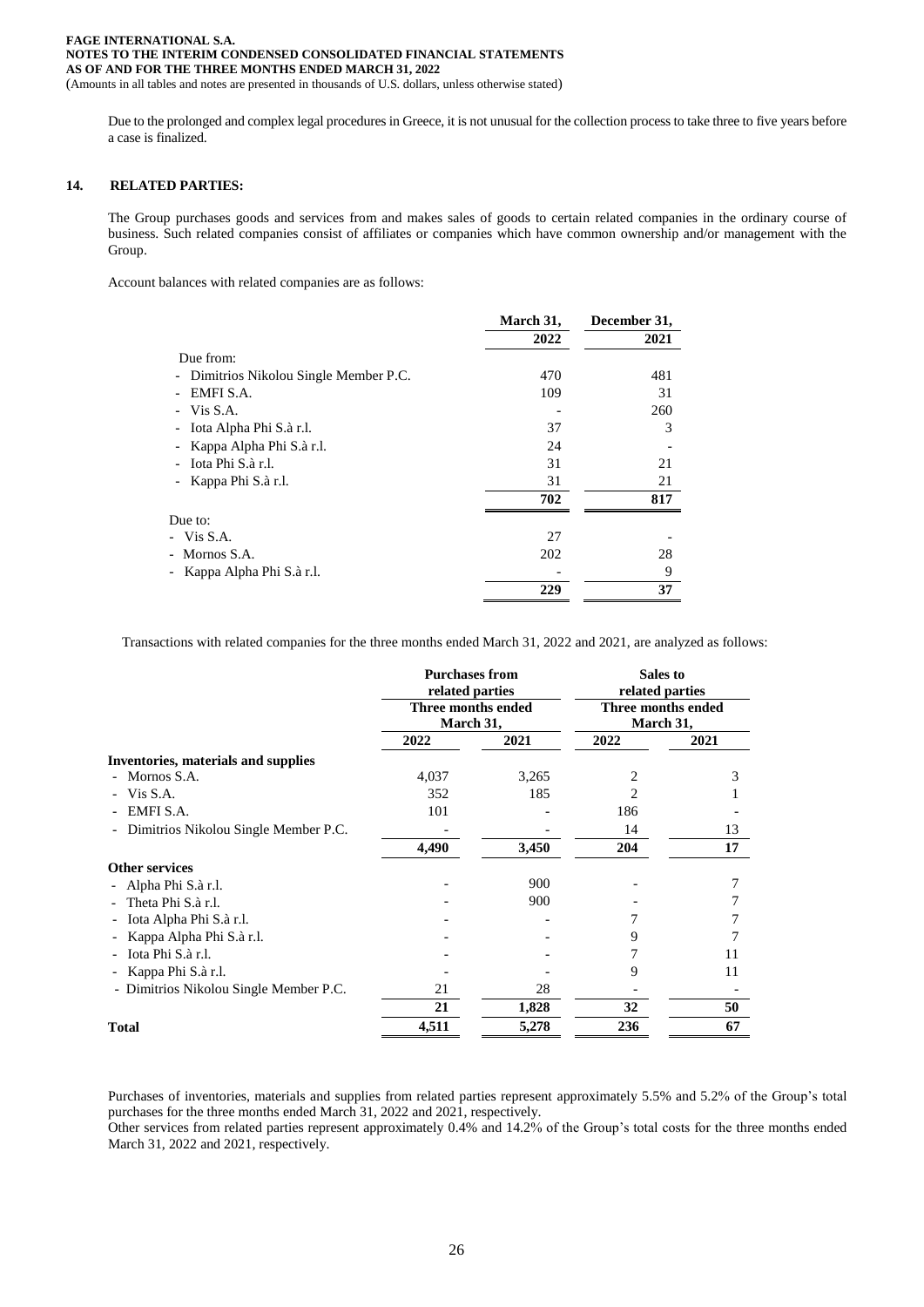Due to the prolonged and complex legal procedures in Greece, it is not unusual for the collection process to take three to five years before a case is finalized.

## 14. RELATED PARTIES:

The Group purchases goods and services from and makes sales of goods to certain related companies in the ordinary course of business. Such related companies consist of affiliates or companies which have common ownership and/or management with the Group.

Account balances with related companies are as follows:

| | March 31, 2022 | December 31, 2021 |
|---|---|---|
| Due from: | | |
| - Dimitrios Nikolou Single Member P.C. | 470 | 481 |
| - EMFI S.A. | 109 | 31 |
| - Vis S.A. | - | 260 |
| - Iota Alpha Phi S.à r.l. | 37 | 3 |
| - Kappa Alpha Phi S.à r.l. | 24 | - |
| - Iota Phi S.à r.l. | 31 | 21 |
| - Kappa Phi S.à r.l. | 31 | 21 |
| | **702** | **817** |
| Due to: | | |
| - Vis S.A. | 27 | - |
| - Mornos S.A. | 202 | 28 |
| - Kappa Alpha Phi S.à r.l. | - | 9 |
| | **229** | **37** |

Transactions with related companies for the three months ended March 31, 2022 and 2021, are analyzed as follows:

| | Purchases from related parties | | Sales to related parties | |
|---|---|---|---|---|
| | Three months ended March 31, | | Three months ended March 31, | |
| | 2022 | 2021 | 2022 | 2021 |
| **Inventories, materials and supplies** | | | | |
| - Mornos S.A. | 4,037 | 3,265 | 2 | 3 |
| - Vis S.A. | 352 | 185 | 2 | 1 |
| - EMFI S.A. | 101 | - | 186 | - |
| - Dimitrios Nikolou Single Member P.C. | - | - | 14 | 13 |
| | **4,490** | **3,450** | **204** | **17** |
| **Other services** | | | | |
| - Alpha Phi S.à r.l. | - | 900 | - | 7 |
| - Theta Phi S.à r.l. | - | 900 | - | 7 |
| - Iota Alpha Phi S.à r.l. | - | - | 7 | 7 |
| - Kappa Alpha Phi S.à r.l. | - | - | 9 | 7 |
| - Iota Phi S.à r.l. | - | - | 7 | 11 |
| - Kappa Phi S.à r.l. | - | - | 9 | 11 |
| - Dimitrios Nikolou Single Member P.C. | 21 | 28 | - | - |
| | **21** | **1,828** | **32** | **50** |
| **Total** | **4,511** | **5,278** | **236** | **67** |

Purchases of inventories, materials and supplies from related parties represent approximately 5.5% and 5.2% of the Group's total purchases for the three months ended March 31, 2022 and 2021, respectively.
Other services from related parties represent approximately 0.4% and 14.2% of the Group's total costs for the three months ended March 31, 2022 and 2021, respectively.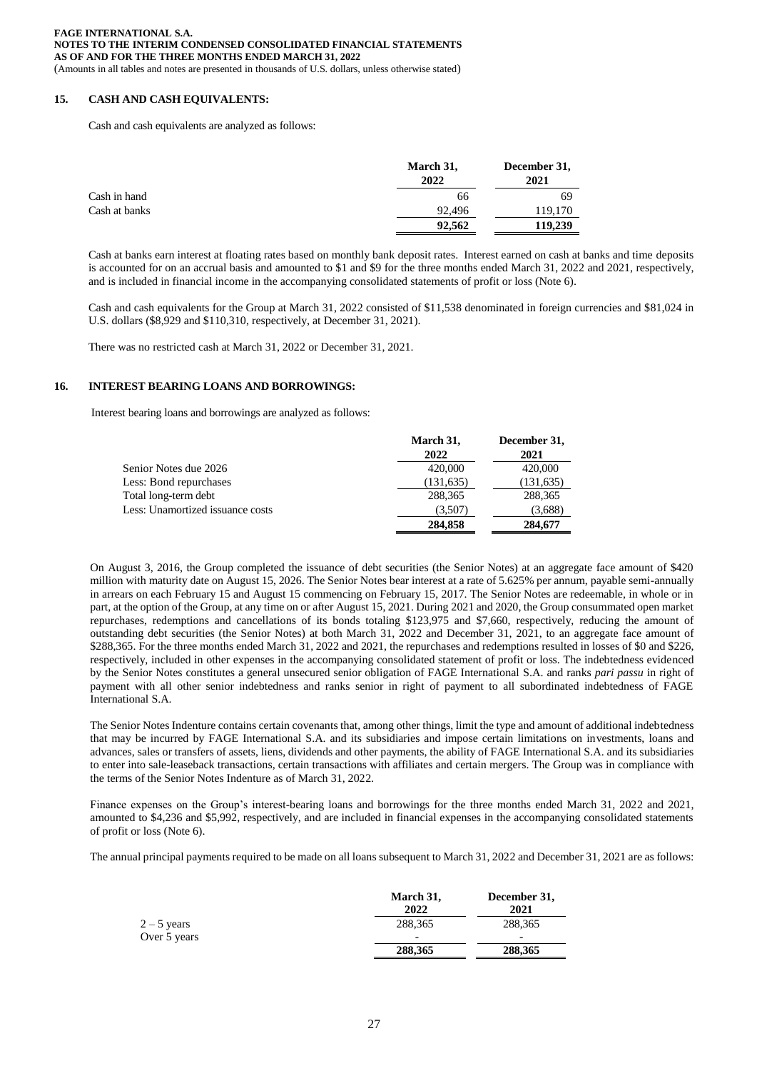## 15. CASH AND CASH EQUIVALENTS:

Cash and cash equivalents are analyzed as follows:

| | March 31, 2022 | December 31, 2021 |
|---|---|---|
| Cash in hand | 66 | 69 |
| Cash at banks | 92,496 | 119,170 |
| | **92,562** | **119,239** |

Cash at banks earn interest at floating rates based on monthly bank deposit rates. Interest earned on cash at banks and time deposits is accounted for on an accrual basis and amounted to $1 and $9 for the three months ended March 31, 2022 and 2021, respectively, and is included in financial income in the accompanying consolidated statements of profit or loss (Note 6).

Cash and cash equivalents for the Group at March 31, 2022 consisted of $11,538 denominated in foreign currencies and $81,024 in U.S. dollars ($8,929 and $110,310, respectively, at December 31, 2021).

There was no restricted cash at March 31, 2022 or December 31, 2021.

## 16. INTEREST BEARING LOANS AND BORROWINGS:

Interest bearing loans and borrowings are analyzed as follows:

| | March 31, 2022 | December 31, 2021 |
|---|---|---|
| Senior Notes due 2026 | 420,000 | 420,000 |
| Less: Bond repurchases | (131,635) | (131,635) |
| Total long-term debt | 288,365 | 288,365 |
| Less: Unamortized issuance costs | (3,507) | (3,688) |
| | **284,858** | **284,677** |

On August 3, 2016, the Group completed the issuance of debt securities (the Senior Notes) at an aggregate face amount of $420 million with maturity date on August 15, 2026. The Senior Notes bear interest at a rate of 5.625% per annum, payable semi-annually in arrears on each February 15 and August 15 commencing on February 15, 2017. The Senior Notes are redeemable, in whole or in part, at the option of the Group, at any time on or after August 15, 2021. During 2021 and 2020, the Group consummated open market repurchases, redemptions and cancellations of its bonds totaling $123,975 and $7,660, respectively, reducing the amount of outstanding debt securities (the Senior Notes) at both March 31, 2022 and December 31, 2021, to an aggregate face amount of $288,365. For the three months ended March 31, 2022 and 2021, the repurchases and redemptions resulted in losses of $0 and $226, respectively, included in other expenses in the accompanying consolidated statement of profit or loss. The indebtedness evidenced by the Senior Notes constitutes a general unsecured senior obligation of FAGE International S.A. and ranks *pari passu* in right of payment with all other senior indebtedness and ranks senior in right of payment to all subordinated indebtedness of FAGE International S.A.

The Senior Notes Indenture contains certain covenants that, among other things, limit the type and amount of additional indebtedness that may be incurred by FAGE International S.A. and its subsidiaries and impose certain limitations on investments, loans and advances, sales or transfers of assets, liens, dividends and other payments, the ability of FAGE International S.A. and its subsidiaries to enter into sale-leaseback transactions, certain transactions with affiliates and certain mergers. The Group was in compliance with the terms of the Senior Notes Indenture as of March 31, 2022.

Finance expenses on the Group's interest-bearing loans and borrowings for the three months ended March 31, 2022 and 2021, amounted to $4,236 and $5,992, respectively, and are included in financial expenses in the accompanying consolidated statements of profit or loss (Note 6).

The annual principal payments required to be made on all loans subsequent to March 31, 2022 and December 31, 2021 are as follows:

| | March 31, 2022 | December 31, 2021 |
|---|---|---|
| 2 – 5 years | 288,365 | 288,365 |
| Over 5 years | - | - |
| | **288,365** | **288,365** |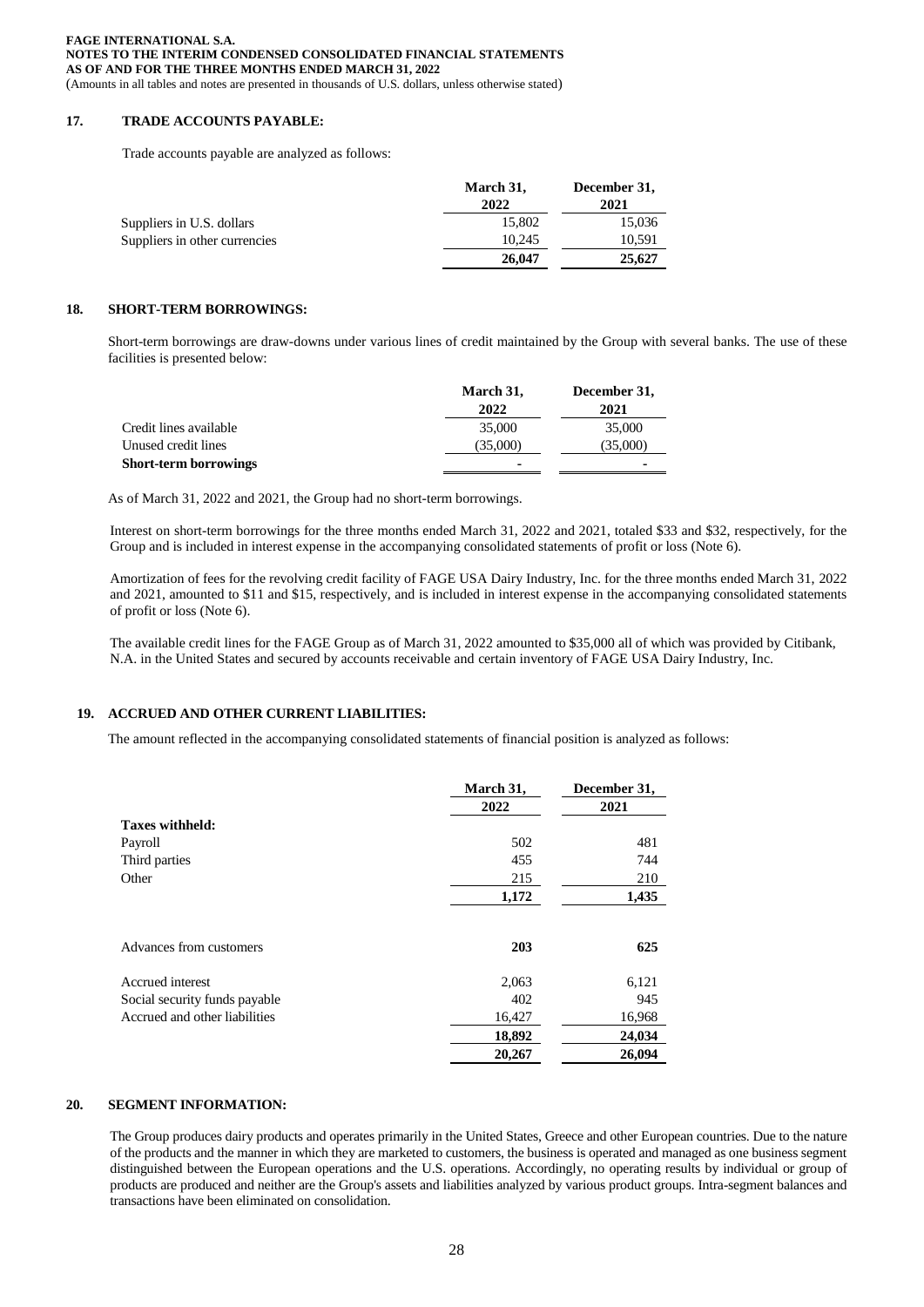## 17. TRADE ACCOUNTS PAYABLE:

Trade accounts payable are analyzed as follows:

| | March 31, 2022 | December 31, 2021 |
|---|---|---|
| Suppliers in U.S. dollars | 15,802 | 15,036 |
| Suppliers in other currencies | 10,245 | 10,591 |
| | **26,047** | **25,627** |

## 18. SHORT-TERM BORROWINGS:

Short-term borrowings are draw-downs under various lines of credit maintained by the Group with several banks. The use of these facilities is presented below:

| | March 31, 2022 | December 31, 2021 |
|---|---|---|
| Credit lines available | 35,000 | 35,000 |
| Unused credit lines | (35,000) | (35,000) |
| **Short-term borrowings** | - | - |

As of March 31, 2022 and 2021, the Group had no short-term borrowings.

Interest on short-term borrowings for the three months ended March 31, 2022 and 2021, totaled $33 and $32, respectively, for the Group and is included in interest expense in the accompanying consolidated statements of profit or loss (Note 6).

Amortization of fees for the revolving credit facility of FAGE USA Dairy Industry, Inc. for the three months ended March 31, 2022 and 2021, amounted to $11 and $15, respectively, and is included in interest expense in the accompanying consolidated statements of profit or loss (Note 6).

The available credit lines for the FAGE Group as of March 31, 2022 amounted to $35,000 all of which was provided by Citibank, N.A. in the United States and secured by accounts receivable and certain inventory of FAGE USA Dairy Industry, Inc.

## 19. ACCRUED AND OTHER CURRENT LIABILITIES:

The amount reflected in the accompanying consolidated statements of financial position is analyzed as follows:

| | March 31, 2022 | December 31, 2021 |
|---|---|---|
| **Taxes withheld:** | | |
| Payroll | 502 | 481 |
| Third parties | 455 | 744 |
| Other | 215 | 210 |
| | **1,172** | **1,435** |
| | | |
| Advances from customers | **203** | **625** |
| | | |
| Accrued interest | 2,063 | 6,121 |
| Social security funds payable | 402 | 945 |
| Accrued and other liabilities | 16,427 | 16,968 |
| | **18,892** | **24,034** |
| | **20,267** | **26,094** |

## 20. SEGMENT INFORMATION:

The Group produces dairy products and operates primarily in the United States, Greece and other European countries. Due to the nature of the products and the manner in which they are marketed to customers, the business is operated and managed as one business segment distinguished between the European operations and the U.S. operations. Accordingly, no operating results by individual or group of products are produced and neither are the Group's assets and liabilities analyzed by various product groups. Intra-segment balances and transactions have been eliminated on consolidation.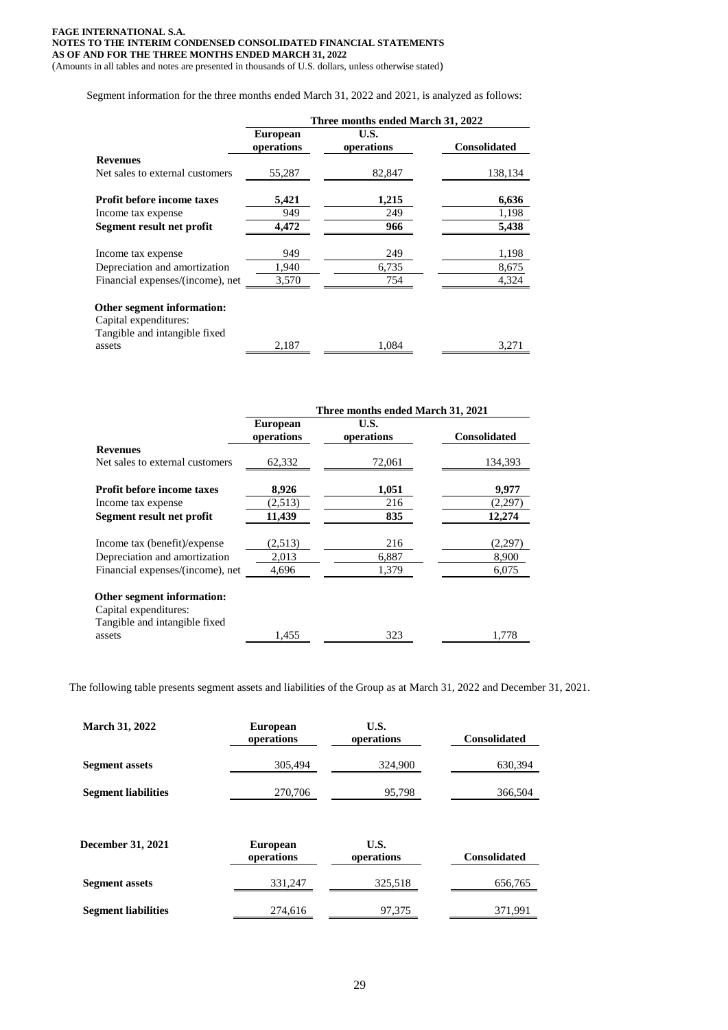Segment information for the three months ended March 31, 2022 and 2021, is analyzed as follows:

| | Three months ended March 31, 2022 | | |
|---|---|---|---|
| | **European operations** | **U.S. operations** | **Consolidated** |
| **Revenues** | | | |
| Net sales to external customers | 55,287 | 82,847 | 138,134 |
| **Profit before income taxes** | **5,421** | **1,215** | **6,636** |
| Income tax expense | 949 | 249 | 1,198 |
| **Segment result net profit** | **4,472** | **966** | **5,438** |
| Income tax expense | 949 | 249 | 1,198 |
| Depreciation and amortization | 1,940 | 6,735 | 8,675 |
| Financial expenses/(income), net | 3,570 | 754 | 4,324 |
| **Other segment information:** | | | |
| Capital expenditures: | | | |
| Tangible and intangible fixed assets | 2,187 | 1,084 | 3,271 |

| | Three months ended March 31, 2021 | | |
|---|---|---|---|
| | **European operations** | **U.S. operations** | **Consolidated** |
| **Revenues** | | | |
| Net sales to external customers | 62,332 | 72,061 | 134,393 |
| **Profit before income taxes** | **8,926** | **1,051** | **9,977** |
| Income tax expense | (2,513) | 216 | (2,297) |
| **Segment result net profit** | **11,439** | **835** | **12,274** |
| Income tax (benefit)/expense | (2,513) | 216 | (2,297) |
| Depreciation and amortization | 2,013 | 6,887 | 8,900 |
| Financial expenses/(income), net | 4,696 | 1,379 | 6,075 |
| **Other segment information:** | | | |
| Capital expenditures: | | | |
| Tangible and intangible fixed assets | 1,455 | 323 | 1,778 |

The following table presents segment assets and liabilities of the Group as at March 31, 2022 and December 31, 2021.

| **March 31, 2022** | **European operations** | **U.S. operations** | **Consolidated** |
|---|---|---|---|
| **Segment assets** | 305,494 | 324,900 | 630,394 |
| **Segment liabilities** | 270,706 | 95,798 | 366,504 |

| **December 31, 2021** | **European operations** | **U.S. operations** | **Consolidated** |
|---|---|---|---|
| **Segment assets** | 331,247 | 325,518 | 656,765 |
| **Segment liabilities** | 274,616 | 97,375 | 371,991 |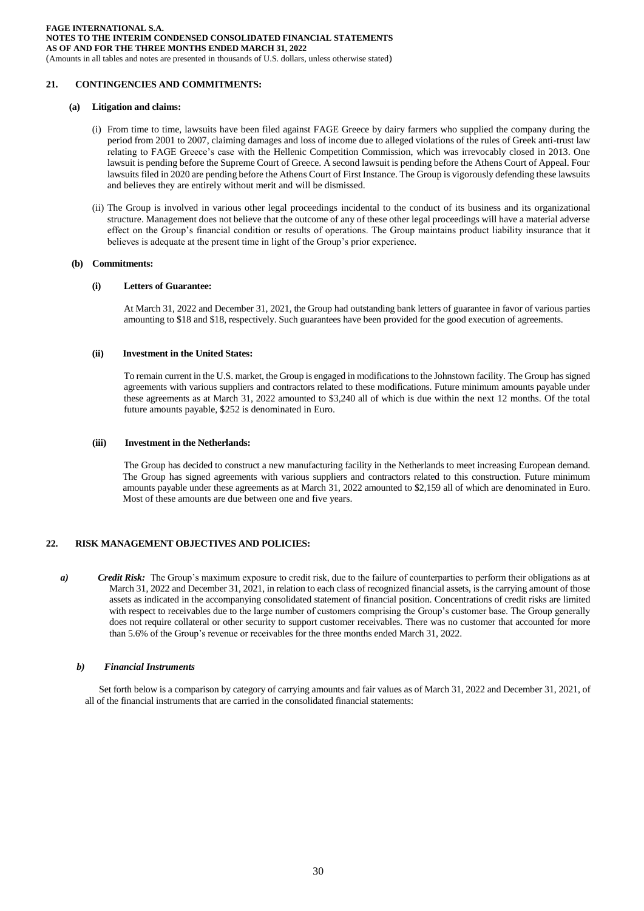## 21. CONTINGENCIES AND COMMITMENTS:

### (a) Litigation and claims:

(i) From time to time, lawsuits have been filed against FAGE Greece by dairy farmers who supplied the company during the period from 2001 to 2007, claiming damages and loss of income due to alleged violations of the rules of Greek anti-trust law relating to FAGE Greece's case with the Hellenic Competition Commission, which was irrevocably closed in 2013. One lawsuit is pending before the Supreme Court of Greece. A second lawsuit is pending before the Athens Court of Appeal. Four lawsuits filed in 2020 are pending before the Athens Court of First Instance. The Group is vigorously defending these lawsuits and believes they are entirely without merit and will be dismissed.

(ii) The Group is involved in various other legal proceedings incidental to the conduct of its business and its organizational structure. Management does not believe that the outcome of any of these other legal proceedings will have a material adverse effect on the Group's financial condition or results of operations. The Group maintains product liability insurance that it believes is adequate at the present time in light of the Group's prior experience.

### (b) Commitments:

#### (i) Letters of Guarantee:

At March 31, 2022 and December 31, 2021, the Group had outstanding bank letters of guarantee in favor of various parties amounting to $18 and $18, respectively. Such guarantees have been provided for the good execution of agreements.

#### (ii) Investment in the United States:

To remain current in the U.S. market, the Group is engaged in modifications to the Johnstown facility. The Group has signed agreements with various suppliers and contractors related to these modifications. Future minimum amounts payable under these agreements as at March 31, 2022 amounted to $3,240 all of which is due within the next 12 months. Of the total future amounts payable, $252 is denominated in Euro.

#### (iii) Investment in the Netherlands:

The Group has decided to construct a new manufacturing facility in the Netherlands to meet increasing European demand. The Group has signed agreements with various suppliers and contractors related to this construction. Future minimum amounts payable under these agreements as at March 31, 2022 amounted to $2,159 all of which are denominated in Euro. Most of these amounts are due between one and five years.

## 22. RISK MANAGEMENT OBJECTIVES AND POLICIES:

***a) Credit Risk:*** The Group's maximum exposure to credit risk, due to the failure of counterparties to perform their obligations as at March 31, 2022 and December 31, 2021, in relation to each class of recognized financial assets, is the carrying amount of those assets as indicated in the accompanying consolidated statement of financial position. Concentrations of credit risks are limited with respect to receivables due to the large number of customers comprising the Group's customer base. The Group generally does not require collateral or other security to support customer receivables. There was no customer that accounted for more than 5.6% of the Group's revenue or receivables for the three months ended March 31, 2022.

***b) Financial Instruments***

Set forth below is a comparison by category of carrying amounts and fair values as of March 31, 2022 and December 31, 2021, of all of the financial instruments that are carried in the consolidated financial statements: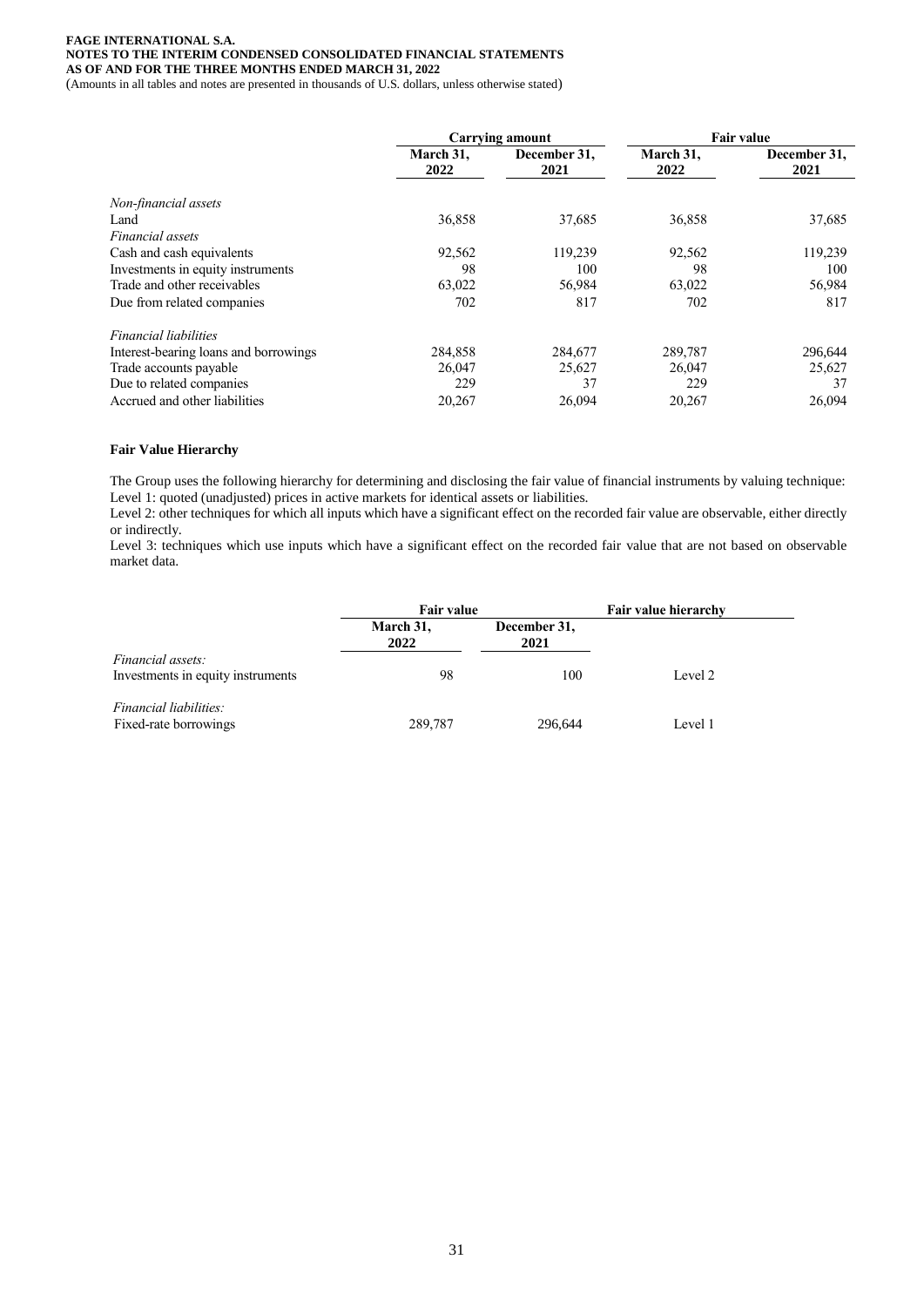| | Carrying amount | | Fair value | |
|---|---|---|---|---|
| | March 31, 2022 | December 31, 2021 | March 31, 2022 | December 31, 2021 |
| *Non-financial assets* | | | | |
| Land | 36,858 | 37,685 | 36,858 | 37,685 |
| *Financial assets* | | | | |
| Cash and cash equivalents | 92,562 | 119,239 | 92,562 | 119,239 |
| Investments in equity instruments | 98 | 100 | 98 | 100 |
| Trade and other receivables | 63,022 | 56,984 | 63,022 | 56,984 |
| Due from related companies | 702 | 817 | 702 | 817 |
| *Financial liabilities* | | | | |
| Interest-bearing loans and borrowings | 284,858 | 284,677 | 289,787 | 296,644 |
| Trade accounts payable | 26,047 | 25,627 | 26,047 | 25,627 |
| Due to related companies | 229 | 37 | 229 | 37 |
| Accrued and other liabilities | 20,267 | 26,094 | 20,267 | 26,094 |

**Fair Value Hierarchy**

The Group uses the following hierarchy for determining and disclosing the fair value of financial instruments by valuing technique:
Level 1: quoted (unadjusted) prices in active markets for identical assets or liabilities.
Level 2: other techniques for which all inputs which have a significant effect on the recorded fair value are observable, either directly or indirectly.
Level 3: techniques which use inputs which have a significant effect on the recorded fair value that are not based on observable market data.

| | Fair value | | Fair value hierarchy |
|---|---|---|---|
| | March 31, 2022 | December 31, 2021 | |
| *Financial assets:* | | | |
| Investments in equity instruments | 98 | 100 | Level 2 |
| *Financial liabilities:* | | | |
| Fixed-rate borrowings | 289,787 | 296,644 | Level 1 |